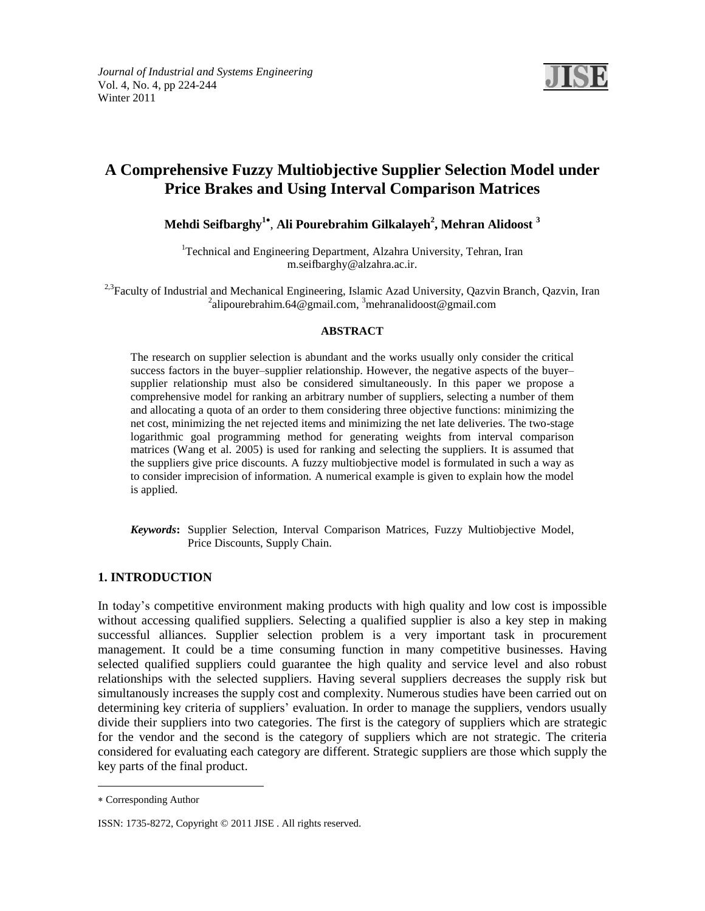# A Comprehensive Fuzzy Multiobjective Supplier Selection Model under Price Brakes and Using Interval Comparison Matrices

**Mehdi Seifbarghy[1*], Ali Pourebrahim Gilkalayeh[2], Mehran Alidoost [3]**

[1]Technical and Engineering Department, Alzahra University, Tehran, Iran
m.seifbarghy@alzahra.ac.ir.

[2,3]Faculty of Industrial and Mechanical Engineering, Islamic Azad University, Qazvin Branch, Qazvin, Iran
[2]alipourebrahim.64@gmail.com, [3]mehranalidoost@gmail.com

**ABSTRACT**

The research on supplier selection is abundant and the works usually only consider the critical success factors in the buyer–supplier relationship. However, the negative aspects of the buyer–supplier relationship must also be considered simultaneously. In this paper we propose a comprehensive model for ranking an arbitrary number of suppliers, selecting a number of them and allocating a quota of an order to them considering three objective functions: minimizing the net cost, minimizing the net rejected items and minimizing the net late deliveries. The two-stage logarithmic goal programming method for generating weights from interval comparison matrices (Wang et al. 2005) is used for ranking and selecting the suppliers. It is assumed that the suppliers give price discounts. A fuzzy multiobjective model is formulated in such a way as to consider imprecision of information. A numerical example is given to explain how the model is applied.

***Keywords*:** Supplier Selection, Interval Comparison Matrices, Fuzzy Multiobjective Model, Price Discounts, Supply Chain.

## 1. INTRODUCTION

In today's competitive environment making products with high quality and low cost is impossible without accessing qualified suppliers. Selecting a qualified supplier is also a key step in making successful alliances. Supplier selection problem is a very important task in procurement management. It could be a time consuming function in many competitive businesses. Having selected qualified suppliers could guarantee the high quality and service level and also robust relationships with the selected suppliers. Having several suppliers decreases the supply risk but simultanously increases the supply cost and complexity. Numerous studies have been carried out on determining key criteria of suppliers' evaluation. In order to manage the suppliers, vendors usually divide their suppliers into two categories. The first is the category of suppliers which are strategic for the vendor and the second is the category of suppliers which are not strategic. The criteria considered for evaluating each category are different. Strategic suppliers are those which supply the key parts of the final product.

* Corresponding Author

ISSN: 1735-8272, Copyright © 2011 JISE . All rights reserved.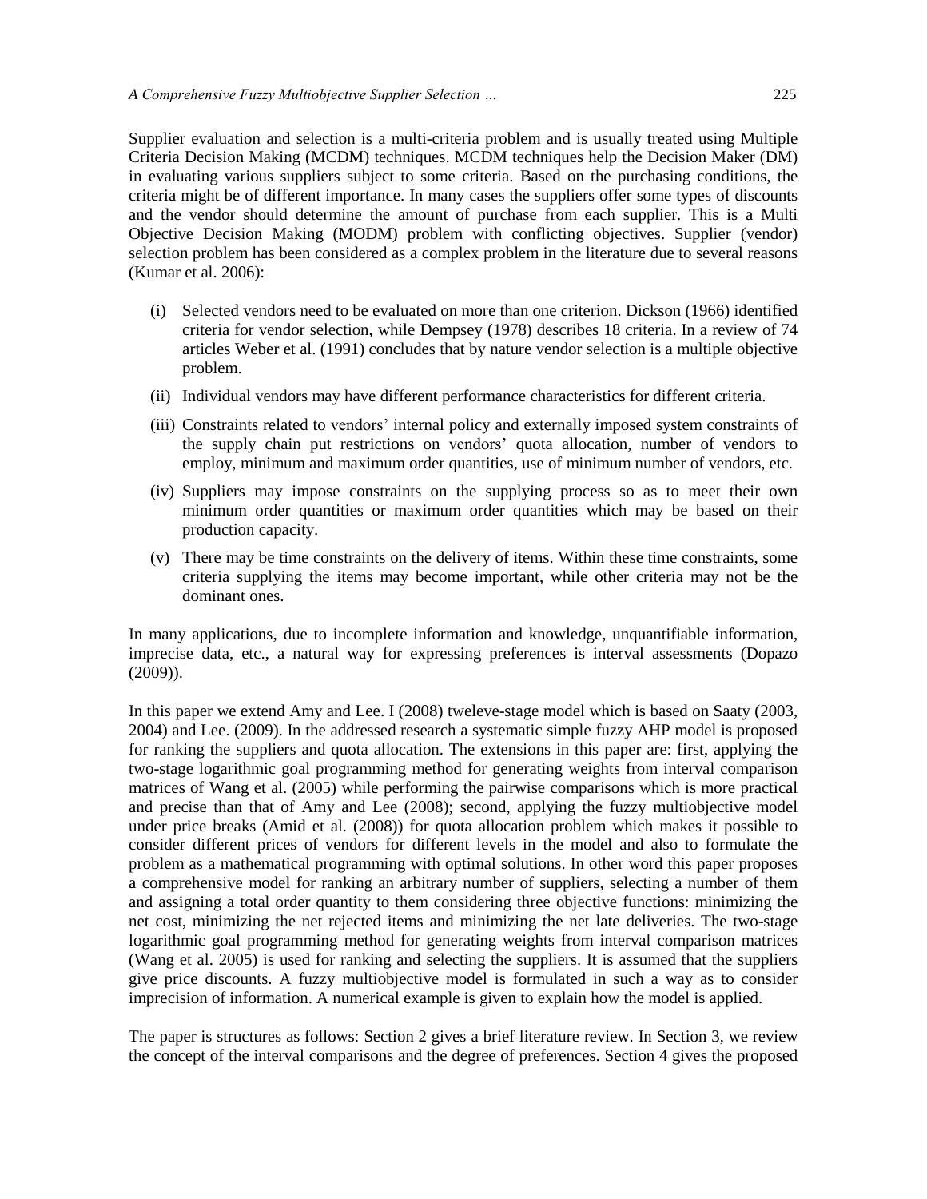Supplier evaluation and selection is a multi-criteria problem and is usually treated using Multiple Criteria Decision Making (MCDM) techniques. MCDM techniques help the Decision Maker (DM) in evaluating various suppliers subject to some criteria. Based on the purchasing conditions, the criteria might be of different importance. In many cases the suppliers offer some types of discounts and the vendor should determine the amount of purchase from each supplier. This is a Multi Objective Decision Making (MODM) problem with conflicting objectives. Supplier (vendor) selection problem has been considered as a complex problem in the literature due to several reasons (Kumar et al. 2006):

(i) Selected vendors need to be evaluated on more than one criterion. Dickson (1966) identified criteria for vendor selection, while Dempsey (1978) describes 18 criteria. In a review of 74 articles Weber et al. (1991) concludes that by nature vendor selection is a multiple objective problem.

(ii) Individual vendors may have different performance characteristics for different criteria.

(iii) Constraints related to vendors' internal policy and externally imposed system constraints of the supply chain put restrictions on vendors' quota allocation, number of vendors to employ, minimum and maximum order quantities, use of minimum number of vendors, etc.

(iv) Suppliers may impose constraints on the supplying process so as to meet their own minimum order quantities or maximum order quantities which may be based on their production capacity.

(v) There may be time constraints on the delivery of items. Within these time constraints, some criteria supplying the items may become important, while other criteria may not be the dominant ones.

In many applications, due to incomplete information and knowledge, unquantifiable information, imprecise data, etc., a natural way for expressing preferences is interval assessments (Dopazo (2009)).

In this paper we extend Amy and Lee. I (2008) tweleve-stage model which is based on Saaty (2003, 2004) and Lee. (2009). In the addressed research a systematic simple fuzzy AHP model is proposed for ranking the suppliers and quota allocation. The extensions in this paper are: first, applying the two-stage logarithmic goal programming method for generating weights from interval comparison matrices of Wang et al. (2005) while performing the pairwise comparisons which is more practical and precise than that of Amy and Lee (2008); second, applying the fuzzy multiobjective model under price breaks (Amid et al. (2008)) for quota allocation problem which makes it possible to consider different prices of vendors for different levels in the model and also to formulate the problem as a mathematical programming with optimal solutions. In other word this paper proposes a comprehensive model for ranking an arbitrary number of suppliers, selecting a number of them and assigning a total order quantity to them considering three objective functions: minimizing the net cost, minimizing the net rejected items and minimizing the net late deliveries. The two-stage logarithmic goal programming method for generating weights from interval comparison matrices (Wang et al. 2005) is used for ranking and selecting the suppliers. It is assumed that the suppliers give price discounts. A fuzzy multiobjective model is formulated in such a way as to consider imprecision of information. A numerical example is given to explain how the model is applied.

The paper is structures as follows: Section 2 gives a brief literature review. In Section 3, we review the concept of the interval comparisons and the degree of preferences. Section 4 gives the proposed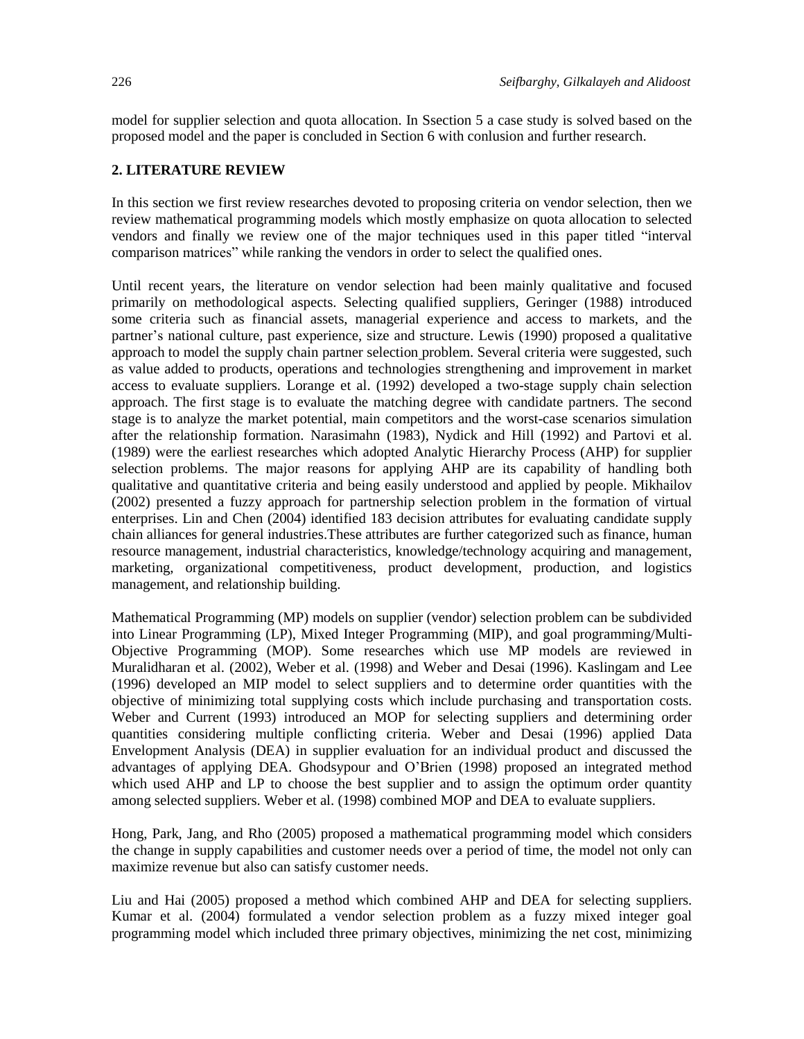model for supplier selection and quota allocation. In Ssection 5 a case study is solved based on the proposed model and the paper is concluded in Section 6 with conlusion and further research.

## 2. LITERATURE REVIEW

In this section we first review researches devoted to proposing criteria on vendor selection, then we review mathematical programming models which mostly emphasize on quota allocation to selected vendors and finally we review one of the major techniques used in this paper titled "interval comparison matrices" while ranking the vendors in order to select the qualified ones.

Until recent years, the literature on vendor selection had been mainly qualitative and focused primarily on methodological aspects. Selecting qualified suppliers, Geringer (1988) introduced some criteria such as financial assets, managerial experience and access to markets, and the partner's national culture, past experience, size and structure. Lewis (1990) proposed a qualitative approach to model the supply chain partner selection problem. Several criteria were suggested, such as value added to products, operations and technologies strengthening and improvement in market access to evaluate suppliers. Lorange et al. (1992) developed a two-stage supply chain selection approach. The first stage is to evaluate the matching degree with candidate partners. The second stage is to analyze the market potential, main competitors and the worst-case scenarios simulation after the relationship formation. Narasimahn (1983), Nydick and Hill (1992) and Partovi et al. (1989) were the earliest researches which adopted Analytic Hierarchy Process (AHP) for supplier selection problems. The major reasons for applying AHP are its capability of handling both qualitative and quantitative criteria and being easily understood and applied by people. Mikhailov (2002) presented a fuzzy approach for partnership selection problem in the formation of virtual enterprises. Lin and Chen (2004) identified 183 decision attributes for evaluating candidate supply chain alliances for general industries.These attributes are further categorized such as finance, human resource management, industrial characteristics, knowledge/technology acquiring and management, marketing, organizational competitiveness, product development, production, and logistics management, and relationship building.

Mathematical Programming (MP) models on supplier (vendor) selection problem can be subdivided into Linear Programming (LP), Mixed Integer Programming (MIP), and goal programming/Multi-Objective Programming (MOP). Some researches which use MP models are reviewed in Muralidharan et al. (2002), Weber et al. (1998) and Weber and Desai (1996). Kaslingam and Lee (1996) developed an MIP model to select suppliers and to determine order quantities with the objective of minimizing total supplying costs which include purchasing and transportation costs. Weber and Current (1993) introduced an MOP for selecting suppliers and determining order quantities considering multiple conflicting criteria. Weber and Desai (1996) applied Data Envelopment Analysis (DEA) in supplier evaluation for an individual product and discussed the advantages of applying DEA. Ghodsypour and O'Brien (1998) proposed an integrated method which used AHP and LP to choose the best supplier and to assign the optimum order quantity among selected suppliers. Weber et al. (1998) combined MOP and DEA to evaluate suppliers.

Hong, Park, Jang, and Rho (2005) proposed a mathematical programming model which considers the change in supply capabilities and customer needs over a period of time, the model not only can maximize revenue but also can satisfy customer needs.

Liu and Hai (2005) proposed a method which combined AHP and DEA for selecting suppliers. Kumar et al. (2004) formulated a vendor selection problem as a fuzzy mixed integer goal programming model which included three primary objectives, minimizing the net cost, minimizing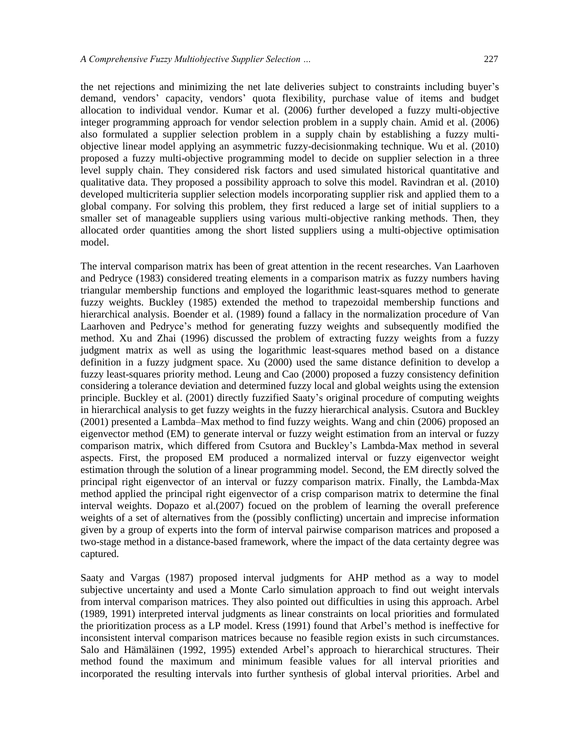the net rejections and minimizing the net late deliveries subject to constraints including buyer's demand, vendors' capacity, vendors' quota flexibility, purchase value of items and budget allocation to individual vendor. Kumar et al. (2006) further developed a fuzzy multi-objective integer programming approach for vendor selection problem in a supply chain. Amid et al. (2006) also formulated a supplier selection problem in a supply chain by establishing a fuzzy multi-objective linear model applying an asymmetric fuzzy-decisionmaking technique. Wu et al. (2010) proposed a fuzzy multi-objective programming model to decide on supplier selection in a three level supply chain. They considered risk factors and used simulated historical quantitative and qualitative data. They proposed a possibility approach to solve this model. Ravindran et al. (2010) developed multicriteria supplier selection models incorporating supplier risk and applied them to a global company. For solving this problem, they first reduced a large set of initial suppliers to a smaller set of manageable suppliers using various multi-objective ranking methods. Then, they allocated order quantities among the short listed suppliers using a multi-objective optimisation model.

The interval comparison matrix has been of great attention in the recent researches. Van Laarhoven and Pedryce (1983) considered treating elements in a comparison matrix as fuzzy numbers having triangular membership functions and employed the logarithmic least-squares method to generate fuzzy weights. Buckley (1985) extended the method to trapezoidal membership functions and hierarchical analysis. Boender et al. (1989) found a fallacy in the normalization procedure of Van Laarhoven and Pedryce's method for generating fuzzy weights and subsequently modified the method. Xu and Zhai (1996) discussed the problem of extracting fuzzy weights from a fuzzy judgment matrix as well as using the logarithmic least-squares method based on a distance definition in a fuzzy judgment space. Xu (2000) used the same distance definition to develop a fuzzy least-squares priority method. Leung and Cao (2000) proposed a fuzzy consistency definition considering a tolerance deviation and determined fuzzy local and global weights using the extension principle. Buckley et al. (2001) directly fuzzified Saaty's original procedure of computing weights in hierarchical analysis to get fuzzy weights in the fuzzy hierarchical analysis. Csutora and Buckley (2001) presented a Lambda–Max method to find fuzzy weights. Wang and chin (2006) proposed an eigenvector method (EM) to generate interval or fuzzy weight estimation from an interval or fuzzy comparison matrix, which differed from Csutora and Buckley's Lambda-Max method in several aspects. First, the proposed EM produced a normalized interval or fuzzy eigenvector weight estimation through the solution of a linear programming model. Second, the EM directly solved the principal right eigenvector of an interval or fuzzy comparison matrix. Finally, the Lambda-Max method applied the principal right eigenvector of a crisp comparison matrix to determine the final interval weights. Dopazo et al.(2007) focued on the problem of learning the overall preference weights of a set of alternatives from the (possibly conflicting) uncertain and imprecise information given by a group of experts into the form of interval pairwise comparison matrices and proposed a two-stage method in a distance-based framework, where the impact of the data certainty degree was captured.

Saaty and Vargas (1987) proposed interval judgments for AHP method as a way to model subjective uncertainty and used a Monte Carlo simulation approach to find out weight intervals from interval comparison matrices. They also pointed out difficulties in using this approach. Arbel (1989, 1991) interpreted interval judgments as linear constraints on local priorities and formulated the prioritization process as a LP model. Kress (1991) found that Arbel's method is ineffective for inconsistent interval comparison matrices because no feasible region exists in such circumstances. Salo and Hämäläinen (1992, 1995) extended Arbel's approach to hierarchical structures. Their method found the maximum and minimum feasible values for all interval priorities and incorporated the resulting intervals into further synthesis of global interval priorities. Arbel and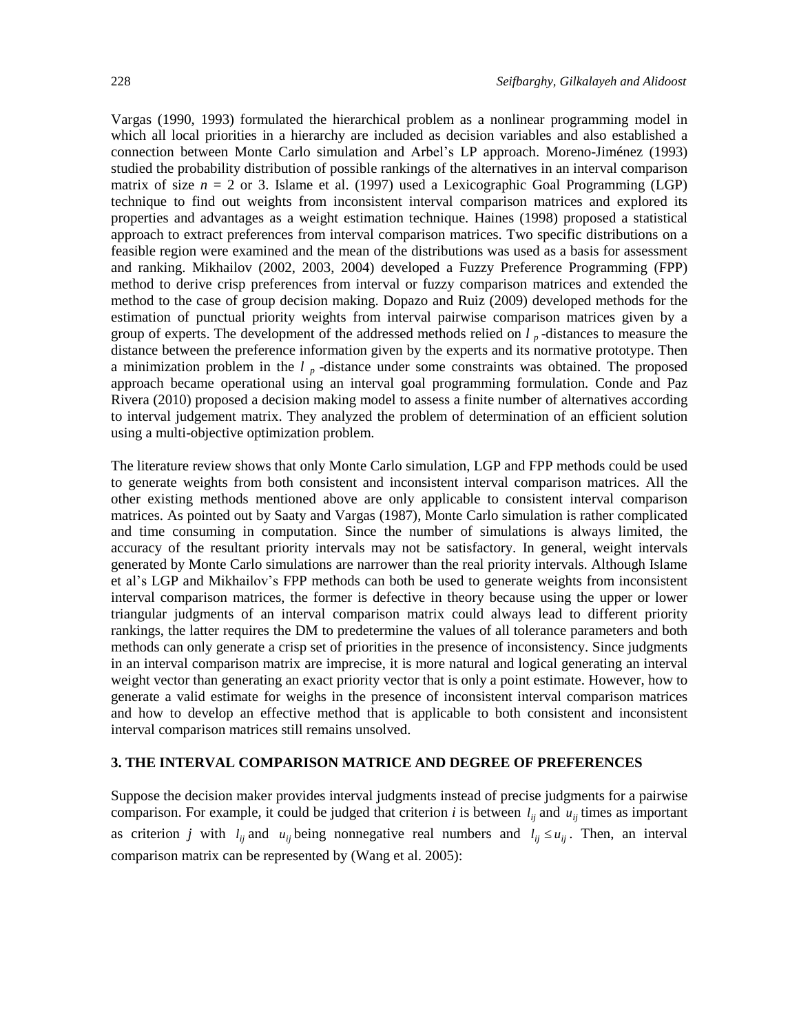Vargas (1990, 1993) formulated the hierarchical problem as a nonlinear programming model in which all local priorities in a hierarchy are included as decision variables and also established a connection between Monte Carlo simulation and Arbel's LP approach. Moreno-Jiménez (1993) studied the probability distribution of possible rankings of the alternatives in an interval comparison matrix of size $n = 2$ or 3. Islame et al. (1997) used a Lexicographic Goal Programming (LGP) technique to find out weights from inconsistent interval comparison matrices and explored its properties and advantages as a weight estimation technique. Haines (1998) proposed a statistical approach to extract preferences from interval comparison matrices. Two specific distributions on a feasible region were examined and the mean of the distributions was used as a basis for assessment and ranking. Mikhailov (2002, 2003, 2004) developed a Fuzzy Preference Programming (FPP) method to derive crisp preferences from interval or fuzzy comparison matrices and extended the method to the case of group decision making. Dopazo and Ruiz (2009) developed methods for the estimation of punctual priority weights from interval pairwise comparison matrices given by a group of experts. The development of the addressed methods relied on $l_p$-distances to measure the distance between the preference information given by the experts and its normative prototype. Then a minimization problem in the $l_p$-distance under some constraints was obtained. The proposed approach became operational using an interval goal programming formulation. Conde and Paz Rivera (2010) proposed a decision making model to assess a finite number of alternatives according to interval judgement matrix. They analyzed the problem of determination of an efficient solution using a multi-objective optimization problem.

The literature review shows that only Monte Carlo simulation, LGP and FPP methods could be used to generate weights from both consistent and inconsistent interval comparison matrices. All the other existing methods mentioned above are only applicable to consistent interval comparison matrices. As pointed out by Saaty and Vargas (1987), Monte Carlo simulation is rather complicated and time consuming in computation. Since the number of simulations is always limited, the accuracy of the resultant priority intervals may not be satisfactory. In general, weight intervals generated by Monte Carlo simulations are narrower than the real priority intervals. Although Islame et al's LGP and Mikhailov's FPP methods can both be used to generate weights from inconsistent interval comparison matrices, the former is defective in theory because using the upper or lower triangular judgments of an interval comparison matrix could always lead to different priority rankings, the latter requires the DM to predetermine the values of all tolerance parameters and both methods can only generate a crisp set of priorities in the presence of inconsistency. Since judgments in an interval comparison matrix are imprecise, it is more natural and logical generating an interval weight vector than generating an exact priority vector that is only a point estimate. However, how to generate a valid estimate for weighs in the presence of inconsistent interval comparison matrices and how to develop an effective method that is applicable to both consistent and inconsistent interval comparison matrices still remains unsolved.

## 3. THE INTERVAL COMPARISON MATRICE AND DEGREE OF PREFERENCES

Suppose the decision maker provides interval judgments instead of precise judgments for a pairwise comparison. For example, it could be judged that criterion $i$ is between $l_{ij}$ and $u_{ij}$ times as important as criterion $j$ with $l_{ij}$ and $u_{ij}$ being nonnegative real numbers and $l_{ij} \le u_{ij}$. Then, an interval comparison matrix can be represented by (Wang et al. 2005):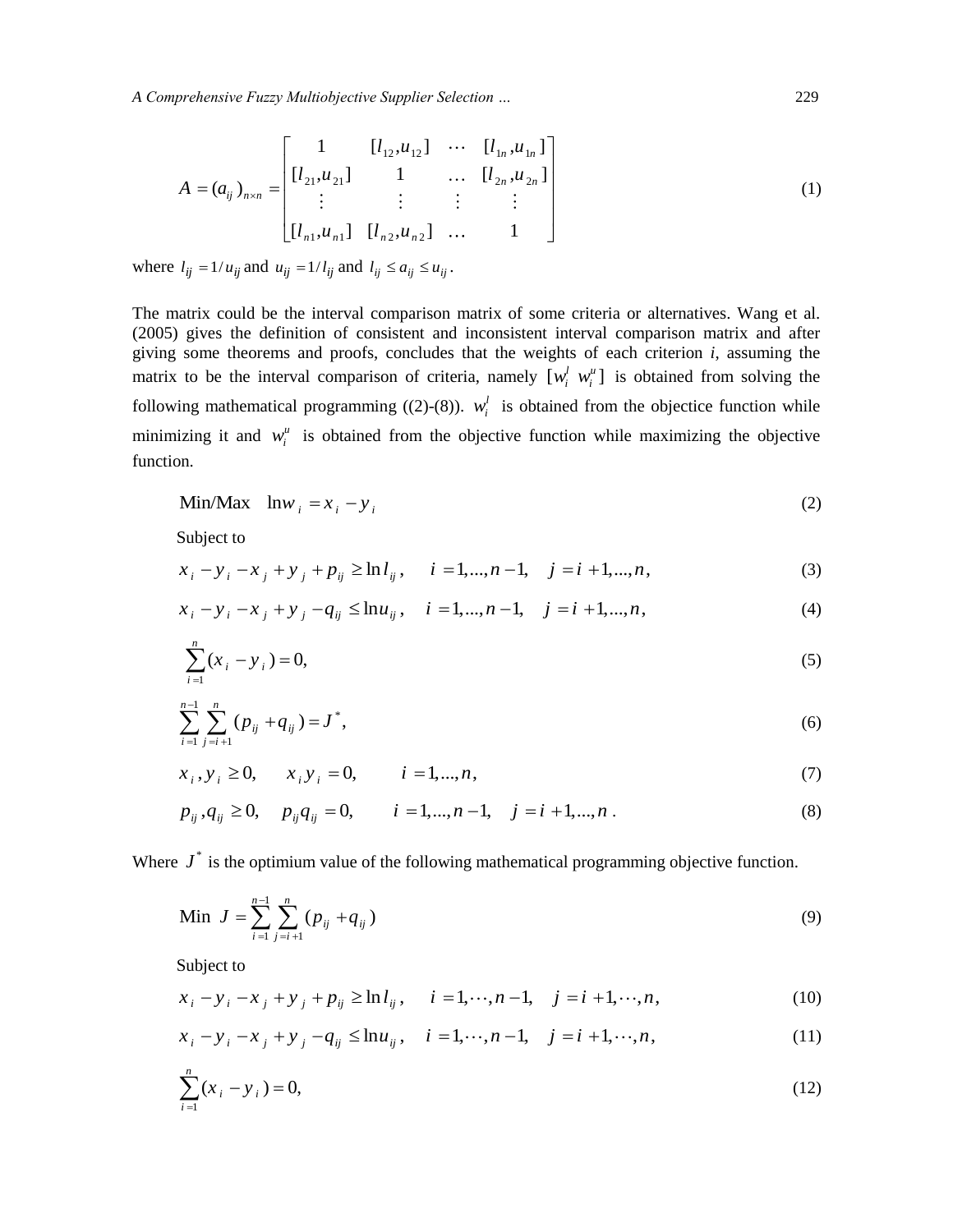$$
A = (a_{ij})_{n\times n} = \begin{bmatrix} 1 & [l_{12}, u_{12}] & \cdots & [l_{1n}, u_{1n}] \\ [l_{21}, u_{21}] & 1 & \ldots & [l_{2n}, u_{2n}] \\ \vdots & \vdots & \vdots & \vdots \\ [l_{n1}, u_{n1}] & [l_{n2}, u_{n2}] & \ldots & 1 \end{bmatrix} \tag{1}
$$

where $l_{ij} = 1/u_{ij}$ and $u_{ij} = 1/l_{ij}$ and $l_{ij} \leq a_{ij} \leq u_{ij}$.

The matrix could be the interval comparison matrix of some criteria or alternatives. Wang et al. (2005) gives the definition of consistent and inconsistent interval comparison matrix and after giving some theorems and proofs, concludes that the weights of each criterion *i*, assuming the matrix to be the interval comparison of criteria, namely $[w_i^l \; w_i^u]$ is obtained from solving the following mathematical programming ((2)-(8)). $w_i^l$ is obtained from the objectice function while minimizing it and $w_i^u$ is obtained from the objective function while maximizing the objective function.

$$
\text{Min/Max} \quad \ln w_i = x_i - y_i \tag{2}
$$

Subject to

$$
x_i - y_i - x_j + y_j + p_{ij} \geq \ln l_{ij}, \quad i = 1, ..., n-1, \quad j = i+1, ..., n, \tag{3}
$$

$$
x_i - y_i - x_j + y_j - q_{ij} \leq \ln u_{ij}, \quad i = 1, ..., n-1, \quad j = i+1, ..., n, \tag{4}
$$

$$
\sum_{i=1}^{n} (x_i - y_i) = 0, \tag{5}
$$

$$
\sum_{i=1}^{n-1} \sum_{j=i+1}^{n} (p_{ij} + q_{ij}) = J^*, \tag{6}
$$

$$
x_i, y_i \geq 0, \quad x_i y_i = 0, \quad i = 1, ..., n, \tag{7}
$$

$$
p_{ij}, q_{ij} \geq 0, \quad p_{ij} q_{ij} = 0, \quad i = 1, ..., n-1, \quad j = i+1, ..., n. \tag{8}
$$

Where $J^*$ is the optimium value of the following mathematical programming objective function.

$$
\text{Min } J = \sum_{i=1}^{n-1} \sum_{j=i+1}^{n} (p_{ij} + q_{ij}) \tag{9}
$$

Subject to

$$
x_i - y_i - x_j + y_j + p_{ij} \geq \ln l_{ij}, \quad i = 1, \cdots, n-1, \quad j = i+1, \cdots, n, \tag{10}
$$

$$
x_i - y_i - x_j + y_j - q_{ij} \leq \ln u_{ij}, \quad i = 1, \cdots, n-1, \quad j = i+1, \cdots, n, \tag{11}
$$

$$
\sum_{i=1}^{n} (x_i - y_i) = 0, \tag{12}
$$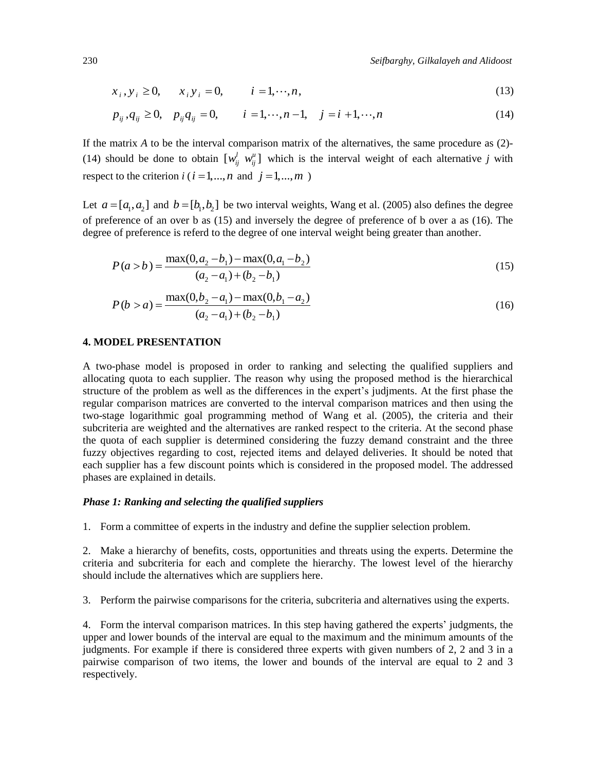$$x_i, y_i \geq 0, \quad x_i y_i = 0, \quad i = 1, \cdots, n, \tag{13}$$

$$p_{ij}, q_{ij} \geq 0, \quad p_{ij} q_{ij} = 0, \quad i = 1, \cdots, n-1, \quad j = i+1, \cdots, n \tag{14}$$

If the matrix *A* to be the interval comparison matrix of the alternatives, the same procedure as (2)-(14) should be done to obtain $[w_{ij}^l \ w_{ij}^u]$ which is the interval weight of each alternative *j* with respect to the criterion *i* ( $i = 1, ..., n$ and $j = 1, ..., m$ )

Let $a = [a_1, a_2]$ and $b = [b_1, b_2]$ be two interval weights, Wang et al. (2005) also defines the degree of preference of an over b as (15) and inversely the degree of preference of b over a as (16). The degree of preference is referd to the degree of one interval weight being greater than another.

$$P(a > b) = \frac{\max(0, a_2 - b_1) - \max(0, a_1 - b_2)}{(a_2 - a_1) + (b_2 - b_1)} \tag{15}$$

$$P(b > a) = \frac{\max(0, b_2 - a_1) - \max(0, b_1 - a_2)}{(a_2 - a_1) + (b_2 - b_1)} \tag{16}$$

## 4. MODEL PRESENTATION

A two-phase model is proposed in order to ranking and selecting the qualified suppliers and allocating quota to each supplier. The reason why using the proposed method is the hierarchical structure of the problem as well as the differences in the expert's judjments. At the first phase the regular comparison matrices are converted to the interval comparison matrices and then using the two-stage logarithmic goal programming method of Wang et al. (2005), the criteria and their subcriteria are weighted and the alternatives are ranked respect to the criteria. At the second phase the quota of each supplier is determined considering the fuzzy demand constraint and the three fuzzy objectives regarding to cost, rejected items and delayed deliveries. It should be noted that each supplier has a few discount points which is considered in the proposed model. The addressed phases are explained in details.

### *Phase 1: Ranking and selecting the qualified suppliers*

1. Form a committee of experts in the industry and define the supplier selection problem.

2. Make a hierarchy of benefits, costs, opportunities and threats using the experts. Determine the criteria and subcriteria for each and complete the hierarchy. The lowest level of the hierarchy should include the alternatives which are suppliers here.

3. Perform the pairwise comparisons for the criteria, subcriteria and alternatives using the experts.

4. Form the interval comparison matrices. In this step having gathered the experts' judgments, the upper and lower bounds of the interval are equal to the maximum and the minimum amounts of the judgments. For example if there is considered three experts with given numbers of 2, 2 and 3 in a pairwise comparison of two items, the lower and bounds of the interval are equal to 2 and 3 respectively.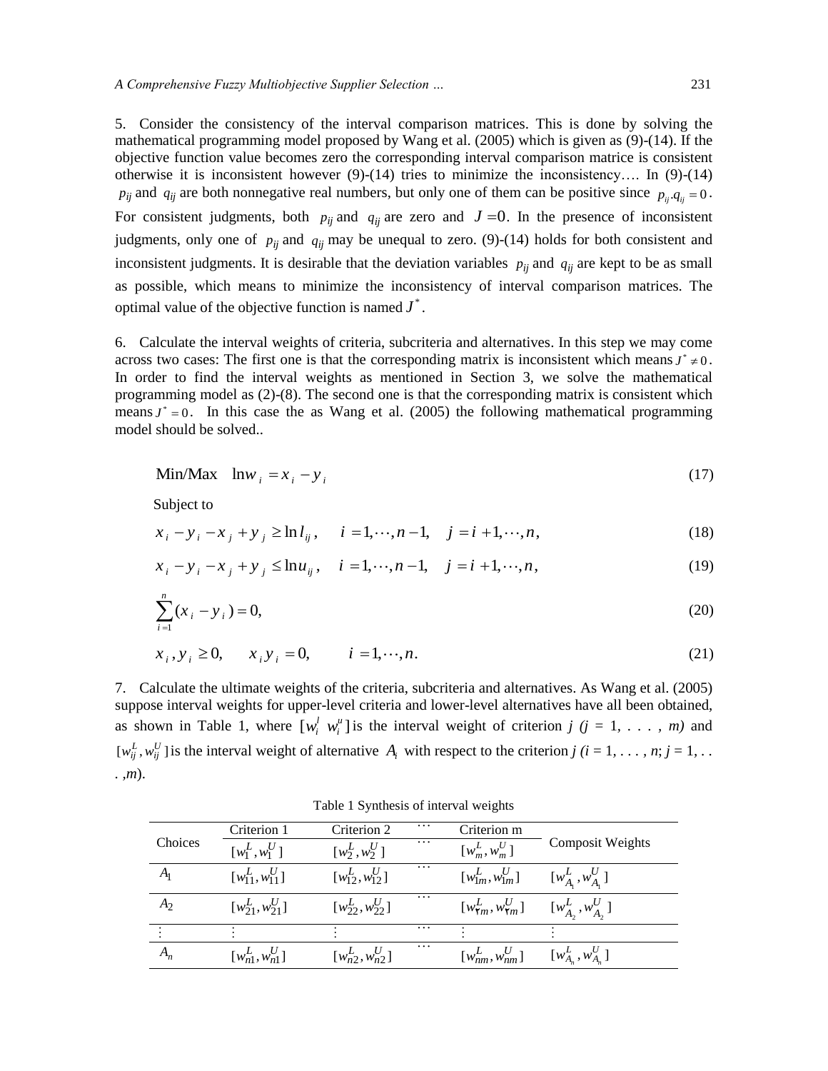5. Consider the consistency of the interval comparison matrices. This is done by solving the mathematical programming model proposed by Wang et al. (2005) which is given as (9)-(14). If the objective function value becomes zero the corresponding interval comparison matrice is consistent otherwise it is inconsistent however (9)-(14) tries to minimize the inconsistency…. In (9)-(14) $p_{ij}$ and $q_{ij}$ are both nonnegative real numbers, but only one of them can be positive since $p_{ij}.q_{ij} = 0$. For consistent judgments, both $p_{ij}$ and $q_{ij}$ are zero and $J = 0$. In the presence of inconsistent judgments, only one of $p_{ij}$ and $q_{ij}$ may be unequal to zero. (9)-(14) holds for both consistent and inconsistent judgments. It is desirable that the deviation variables $p_{ij}$ and $q_{ij}$ are kept to be as small as possible, which means to minimize the inconsistency of interval comparison matrices. The optimal value of the objective function is named $J^*$.

6. Calculate the interval weights of criteria, subcriteria and alternatives. In this step we may come across two cases: The first one is that the corresponding matrix is inconsistent which means $J^* \neq 0$. In order to find the interval weights as mentioned in Section 3, we solve the mathematical programming model as (2)-(8). The second one is that the corresponding matrix is consistent which means $J^* = 0$. In this case the as Wang et al. (2005) the following mathematical programming model should be solved..

$$\text{Min/Max} \quad \ln w_i = x_i - y_i \tag{17}$$

Subject to

$$x_i - y_i - x_j + y_j \geq \ln l_{ij}, \quad i = 1, \cdots, n-1, \quad j = i+1, \cdots, n, \tag{18}$$

$$x_i - y_i - x_j + y_j \leq \ln u_{ij}, \quad i = 1, \cdots, n-1, \quad j = i+1, \cdots, n, \tag{19}$$

$$\sum_{i=1}^{n} (x_i - y_i) = 0, \tag{20}$$

$$x_i, y_i \geq 0, \quad x_i y_i = 0, \quad i = 1, \cdots, n. \tag{21}$$

7. Calculate the ultimate weights of the criteria, subcriteria and alternatives. As Wang et al. (2005) suppose interval weights for upper-level criteria and lower-level alternatives have all been obtained, as shown in Table 1, where $[w_i^l \; w_i^u]$ is the interval weight of criterion *j (j = 1, . . . , m)* and $[w_{ij}^L, w_{ij}^U]$ is the interval weight of alternative $A_i$ with respect to the criterion *j* (*i* = 1, . . . , *n*; *j* = 1, . . . ,*m*).

Table 1 Synthesis of interval weights

| Choices | Criterion 1 | Criterion 2 | … | Criterion m | Composit Weights |
|---|---|---|---|---|---|
| | $[w_1^L, w_1^U]$ | $[w_2^L, w_2^U]$ | … | $[w_m^L, w_m^U]$ | |
| $A_1$ | $[w_{11}^L, w_{11}^U]$ | $[w_{12}^L, w_{12}^U]$ | … | $[w_{1m}^L, w_{1m}^U]$ | $[w_{A_1}^L, w_{A_1}^U]$ |
| $A_2$ | $[w_{21}^L, w_{21}^U]$ | $[w_{22}^L, w_{22}^U]$ | … | $[w_{2m}^L, w_{2m}^U]$ | $[w_{A_2}^L, w_{A_2}^U]$ |
| ⋮ | ⋮ | ⋮ | … | ⋮ | ⋮ |
| $A_n$ | $[w_{n1}^L, w_{n1}^U]$ | $[w_{n2}^L, w_{n2}^U]$ | … | $[w_{nm}^L, w_{nm}^U]$ | $[w_{A_n}^L, w_{A_n}^U]$ |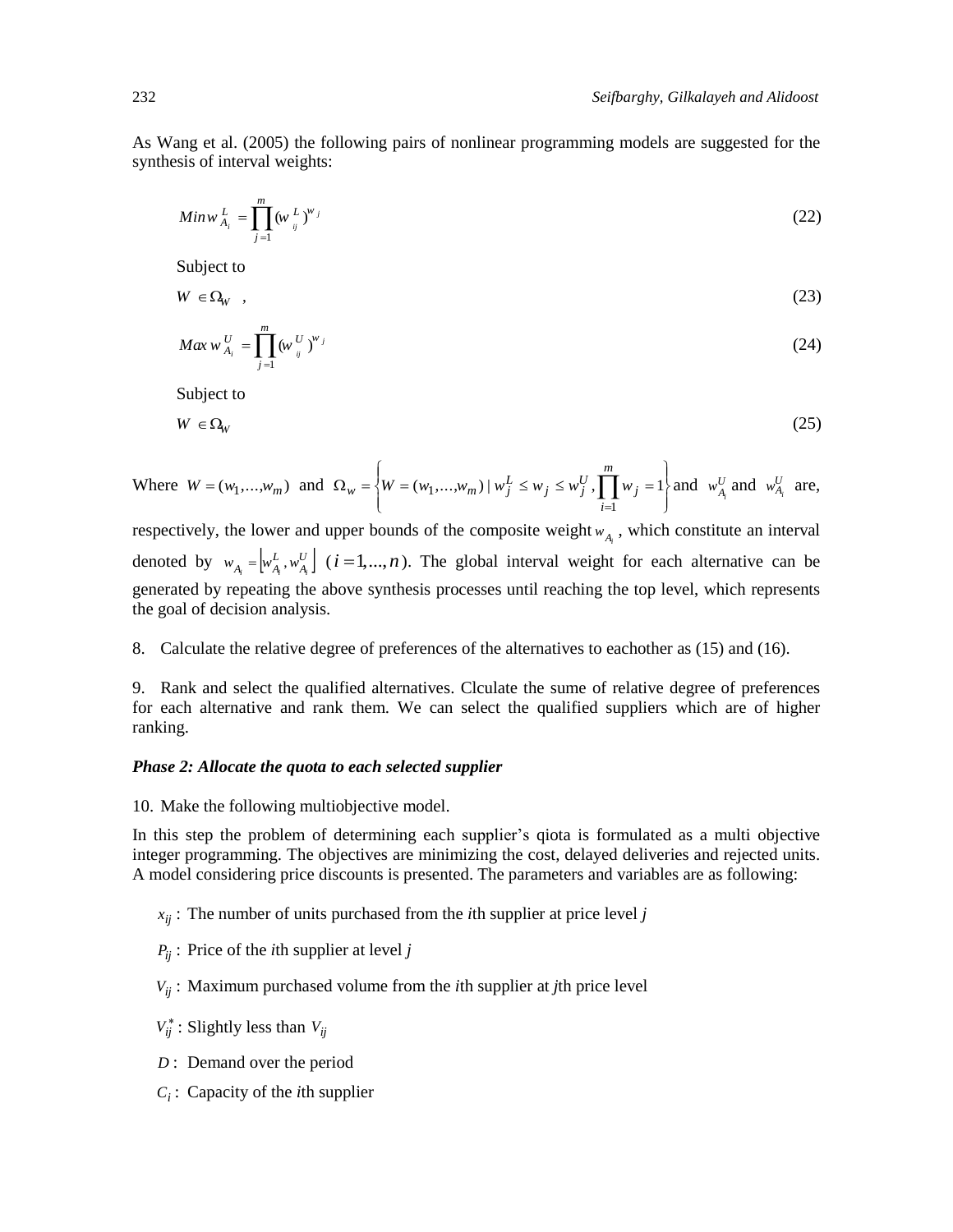As Wang et al. (2005) the following pairs of nonlinear programming models are suggested for the synthesis of interval weights:

$$Min\, w_{A_i}^{L} = \prod_{j=1}^{m} (w_{ij}^{L})^{w_j} \tag{22}$$

Subject to

$$W \in \Omega_W \quad , \tag{23}$$

$$Max\, w_{A_i}^{U} = \prod_{j=1}^{m} (w_{ij}^{U})^{w_j} \tag{24}$$

Subject to

$$W \in \Omega_W \tag{25}$$

Where $W = (w_1, \ldots, w_m)$ and $\Omega_w = \left\{ W = (w_1, \ldots, w_m) \mid w_j^L \le w_j \le w_j^U, \prod_{i=1}^{m} w_j = 1 \right\}$ and $w_{A_i}^U$ and $w_{A_i}^U$ are, respectively, the lower and upper bounds of the composite weight $w_{A_i}$, which constitute an interval denoted by $w_{A_i} = \left[ w_{A_i}^L, w_{A_i}^U \right]$ $(i = 1, \ldots, n)$. The global interval weight for each alternative can be generated by repeating the above synthesis processes until reaching the top level, which represents the goal of decision analysis.

8. Calculate the relative degree of preferences of the alternatives to eachother as (15) and (16).

9. Rank and select the qualified alternatives. Clculate the sume of relative degree of preferences for each alternative and rank them. We can select the qualified suppliers which are of higher ranking.

***Phase 2: Allocate the quota to each selected supplier***

10. Make the following multiobjective model.

In this step the problem of determining each supplier's qiota is formulated as a multi objective integer programming. The objectives are minimizing the cost, delayed deliveries and rejected units. A model considering price discounts is presented. The parameters and variables are as following:

$x_{ij}$ : The number of units purchased from the *i*th supplier at price level *j*

$P_{ij}$ : Price of the *i*th supplier at level *j*

$V_{ij}$ : Maximum purchased volume from the *i*th supplier at *j*th price level

$V_{ij}^*$ : Slightly less than $V_{ij}$

$D$ : Demand over the period

$C_i$ : Capacity of the *i*th supplier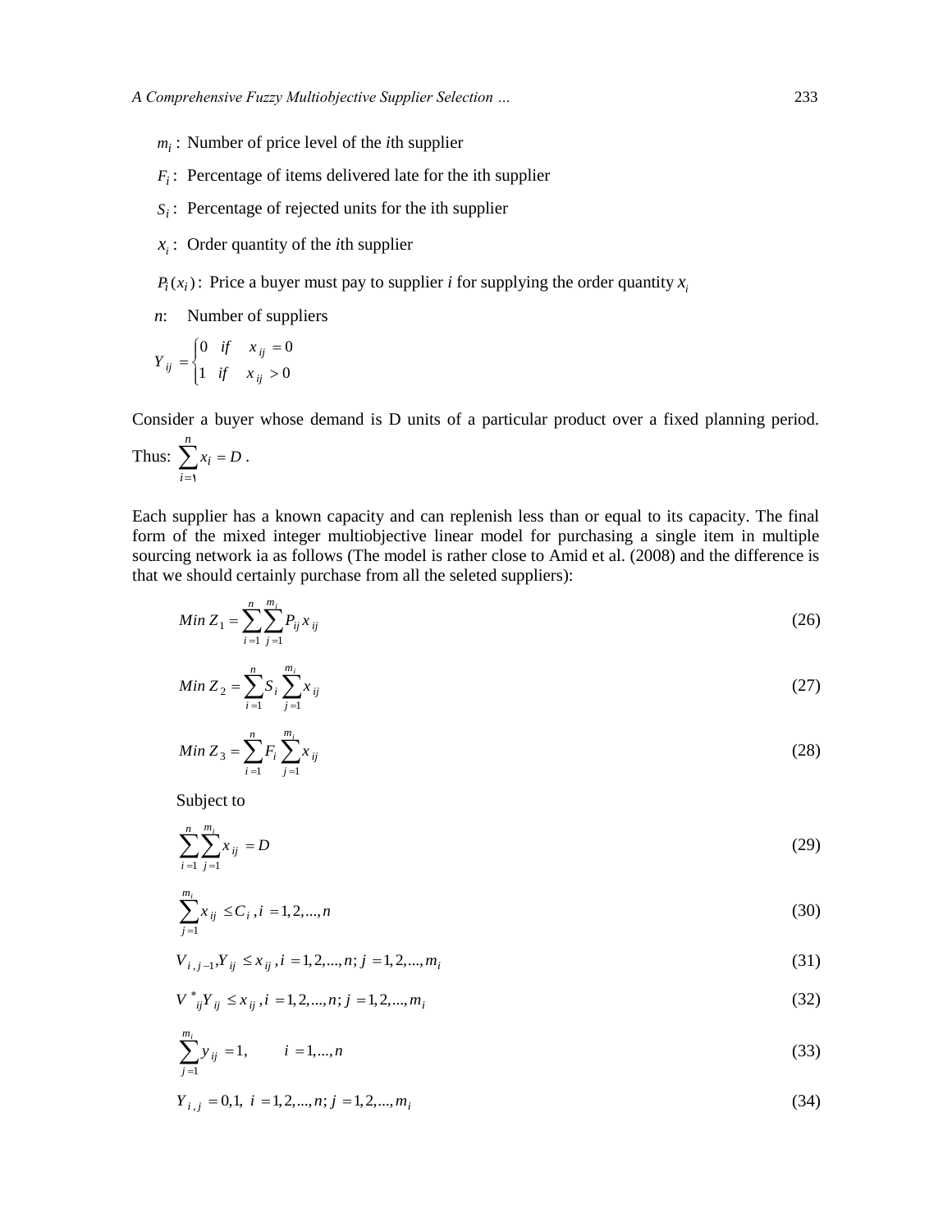$m_i$ : Number of price level of the *i*th supplier

$F_i$ : Percentage of items delivered late for the ith supplier

$S_i$ : Percentage of rejected units for the ith supplier

$x_i$ : Order quantity of the *i*th supplier

$P_i(x_i)$ : Price a buyer must pay to supplier *i* for supplying the order quantity $x_i$

*n*: Number of suppliers

$$Y_{ij} = \begin{cases} 0 & if \quad x_{ij} = 0 \\ 1 & if \quad x_{ij} > 0 \end{cases}$$

Consider a buyer whose demand is D units of a particular product over a fixed planning period. Thus: $\sum_{i=1}^{n} x_i = D$ .

Each supplier has a known capacity and can replenish less than or equal to its capacity. The final form of the mixed integer multiobjective linear model for purchasing a single item in multiple sourcing network ia as follows (The model is rather close to Amid et al. (2008) and the difference is that we should certainly purchase from all the seleted suppliers):

$$Min\ Z_1 = \sum_{i=1}^{n} \sum_{j=1}^{m_i} P_{ij} x_{ij} \tag{26}$$

$$Min\ Z_2 = \sum_{i=1}^{n} S_i \sum_{j=1}^{m_i} x_{ij} \tag{27}$$

$$Min\ Z_3 = \sum_{i=1}^{n} F_i \sum_{j=1}^{m_i} x_{ij} \tag{28}$$

Subject to

$$\sum_{i=1}^{n} \sum_{j=1}^{m_i} x_{ij} = D \tag{29}$$

$$\sum_{j=1}^{m_i} x_{ij} \leq C_i , i = 1, 2, ..., n \tag{30}$$

$$V_{i,j-1}, Y_{ij} \leq x_{ij} , i = 1, 2, ..., n; j = 1, 2, ..., m_i \tag{31}$$

$$V^*_{ij} Y_{ij} \leq x_{ij} , i = 1, 2, ..., n; j = 1, 2, ..., m_i \tag{32}$$

$$\sum_{j=1}^{m_i} y_{ij} = 1, \qquad i = 1, ..., n \tag{33}$$

$$Y_{i,j} = 0,1, \ i = 1, 2, ..., n; j = 1, 2, ..., m_i \tag{34}$$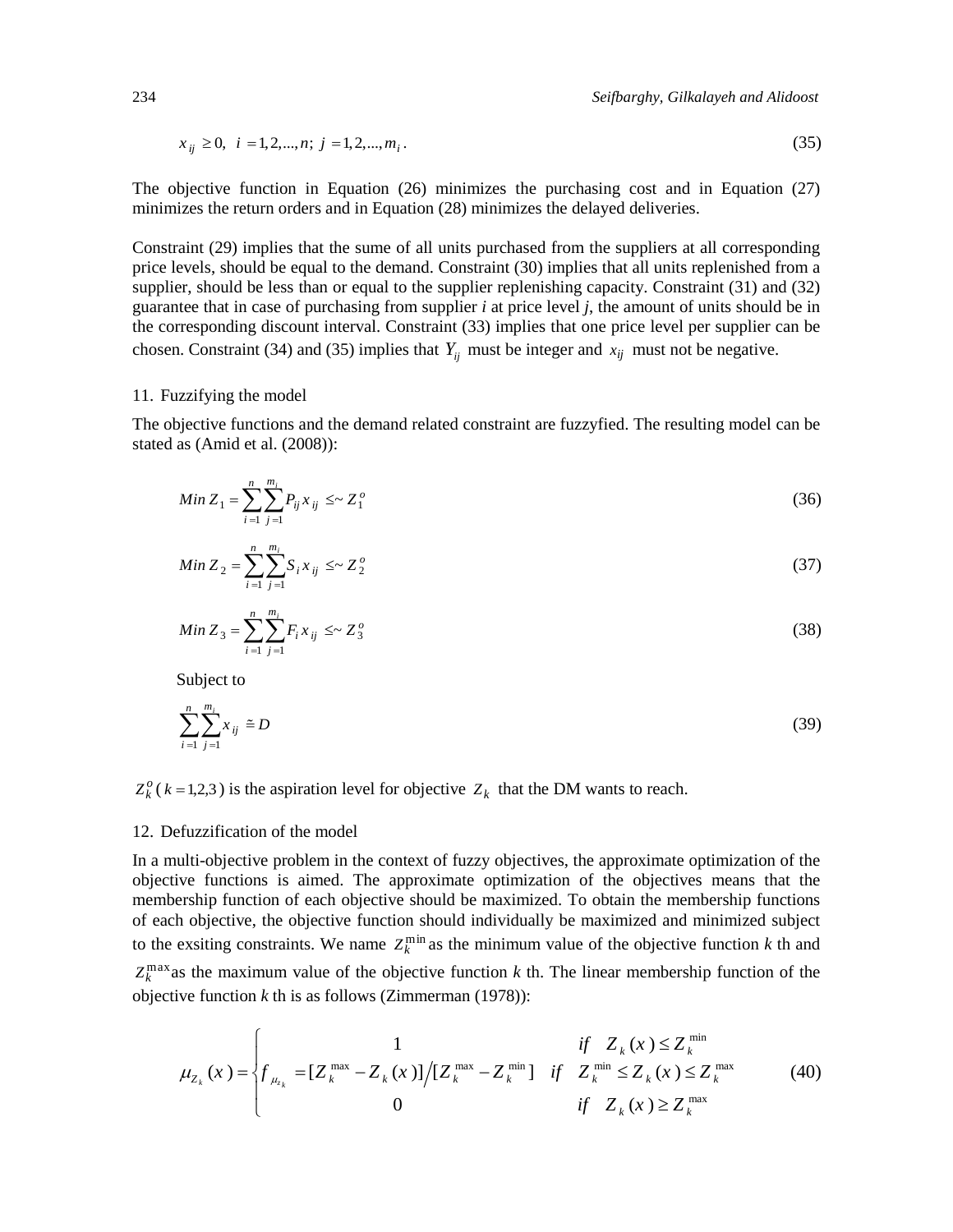$$x_{ij} \geq 0, \;\; i = 1, 2, ..., n; \; j = 1, 2, ..., m_i \,. \tag{35}$$

The objective function in Equation (26) minimizes the purchasing cost and in Equation (27) minimizes the return orders and in Equation (28) minimizes the delayed deliveries.

Constraint (29) implies that the sume of all units purchased from the suppliers at all corresponding price levels, should be equal to the demand. Constraint (30) implies that all units replenished from a supplier, should be less than or equal to the supplier replenishing capacity. Constraint (31) and (32) guarantee that in case of purchasing from supplier *i* at price level *j*, the amount of units should be in the corresponding discount interval. Constraint (33) implies that one price level per supplier can be chosen. Constraint (34) and (35) implies that $Y_{ij}$ must be integer and $x_{ij}$ must not be negative.

## 11. Fuzzifying the model

The objective functions and the demand related constraint are fuzzyfied. The resulting model can be stated as (Amid et al. (2008)):

$$Min \; Z_1 = \sum_{i=1}^{n} \sum_{j=1}^{m_i} P_{ij} x_{ij} \;\leq\sim Z_1^o \tag{36}$$

$$Min \; Z_2 = \sum_{i=1}^{n} \sum_{j=1}^{m_i} S_i x_{ij} \;\leq\sim Z_2^o \tag{37}$$

$$Min \; Z_3 = \sum_{i=1}^{n} \sum_{j=1}^{m_i} F_i x_{ij} \;\leq\sim Z_3^o \tag{38}$$

Subject to

$$\sum_{i=1}^{n} \sum_{j=1}^{m_i} x_{ij} \cong D \tag{39}$$

$Z_k^o \, (k = 1,2,3)$ is the aspiration level for objective $Z_k$ that the DM wants to reach.

## 12. Defuzzification of the model

In a multi-objective problem in the context of fuzzy objectives, the approximate optimization of the objective functions is aimed. The approximate optimization of the objectives means that the membership function of each objective should be maximized. To obtain the membership functions of each objective, the objective function should individually be maximized and minimized subject to the exsiting constraints. We name $Z_k^{\min}$ as the minimum value of the objective function *k* th and $Z_k^{\max}$ as the maximum value of the objective function *k* th. The linear membership function of the objective function *k* th is as follows (Zimmerman (1978)):

$$\mu_{Z_k}(x) = \begin{cases} 1 & if \quad Z_k(x) \leq Z_k^{\min} \\ f_{\mu_{z_k}} = [Z_k^{\max} - Z_k(x)] \big/ [Z_k^{\max} - Z_k^{\min}] & if \quad Z_k^{\min} \leq Z_k(x) \leq Z_k^{\max} \\ 0 & if \quad Z_k(x) \geq Z_k^{\max} \end{cases} \tag{40}$$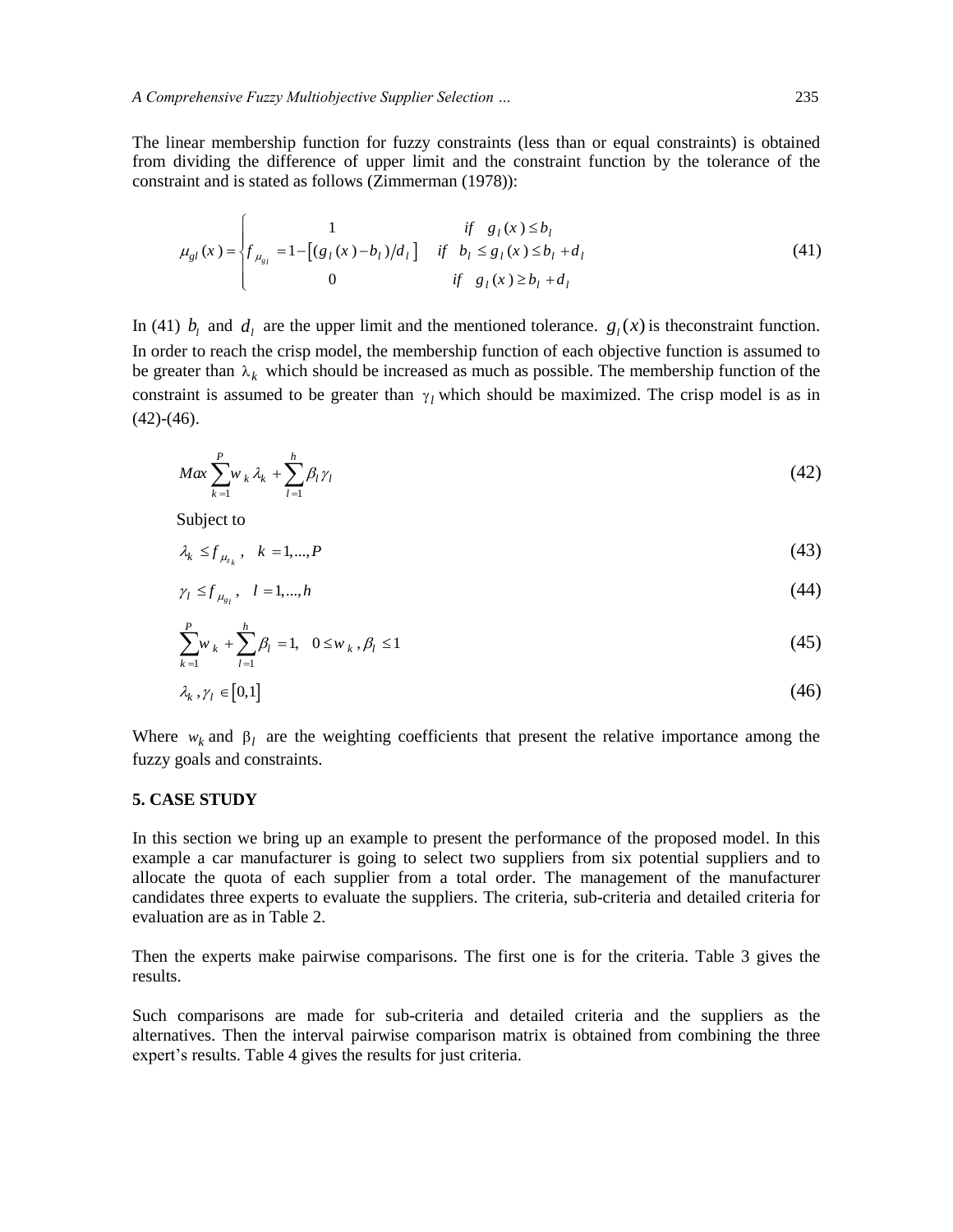The linear membership function for fuzzy constraints (less than or equal constraints) is obtained from dividing the difference of upper limit and the constraint function by the tolerance of the constraint and is stated as follows (Zimmerman (1978)):

$$\mu_{gl}(x) = \begin{cases} 1 & if \quad g_l(x) \le b_l \\ f_{\mu_{gl}} = 1 - \left[ (g_l(x) - b_l)/d_l \right] & if \quad b_l \le g_l(x) \le b_l + d_l \\ 0 & if \quad g_l(x) \ge b_l + d_l \end{cases} \tag{41}$$

In (41) $b_l$ and $d_l$ are the upper limit and the mentioned tolerance. $g_l(x)$ is theconstraint function. In order to reach the crisp model, the membership function of each objective function is assumed to be greater than $\lambda_k$ which should be increased as much as possible. The membership function of the constraint is assumed to be greater than $\gamma_l$ which should be maximized. The crisp model is as in (42)-(46).

$$Max \sum_{k=1}^{P} w_k \lambda_k + \sum_{l=1}^{h} \beta_l \gamma_l \tag{42}$$

Subject to

$$\lambda_k \le f_{\mu_{z_k}}, \quad k = 1,...,P \tag{43}$$

$$\gamma_l \le f_{\mu_{g_l}}, \quad l = 1,...,h \tag{44}$$

$$\sum_{k=1}^{P} w_k + \sum_{l=1}^{h} \beta_l = 1, \quad 0 \le w_k, \beta_l \le 1 \tag{45}$$

$$\lambda_k, \gamma_l \in [0,1] \tag{46}$$

Where $w_k$ and $\beta_l$ are the weighting coefficients that present the relative importance among the fuzzy goals and constraints.

## 5. CASE STUDY

In this section we bring up an example to present the performance of the proposed model. In this example a car manufacturer is going to select two suppliers from six potential suppliers and to allocate the quota of each supplier from a total order. The management of the manufacturer candidates three experts to evaluate the suppliers. The criteria, sub-criteria and detailed criteria for evaluation are as in Table 2.

Then the experts make pairwise comparisons. The first one is for the criteria. Table 3 gives the results.

Such comparisons are made for sub-criteria and detailed criteria and the suppliers as the alternatives. Then the interval pairwise comparison matrix is obtained from combining the three expert's results. Table 4 gives the results for just criteria.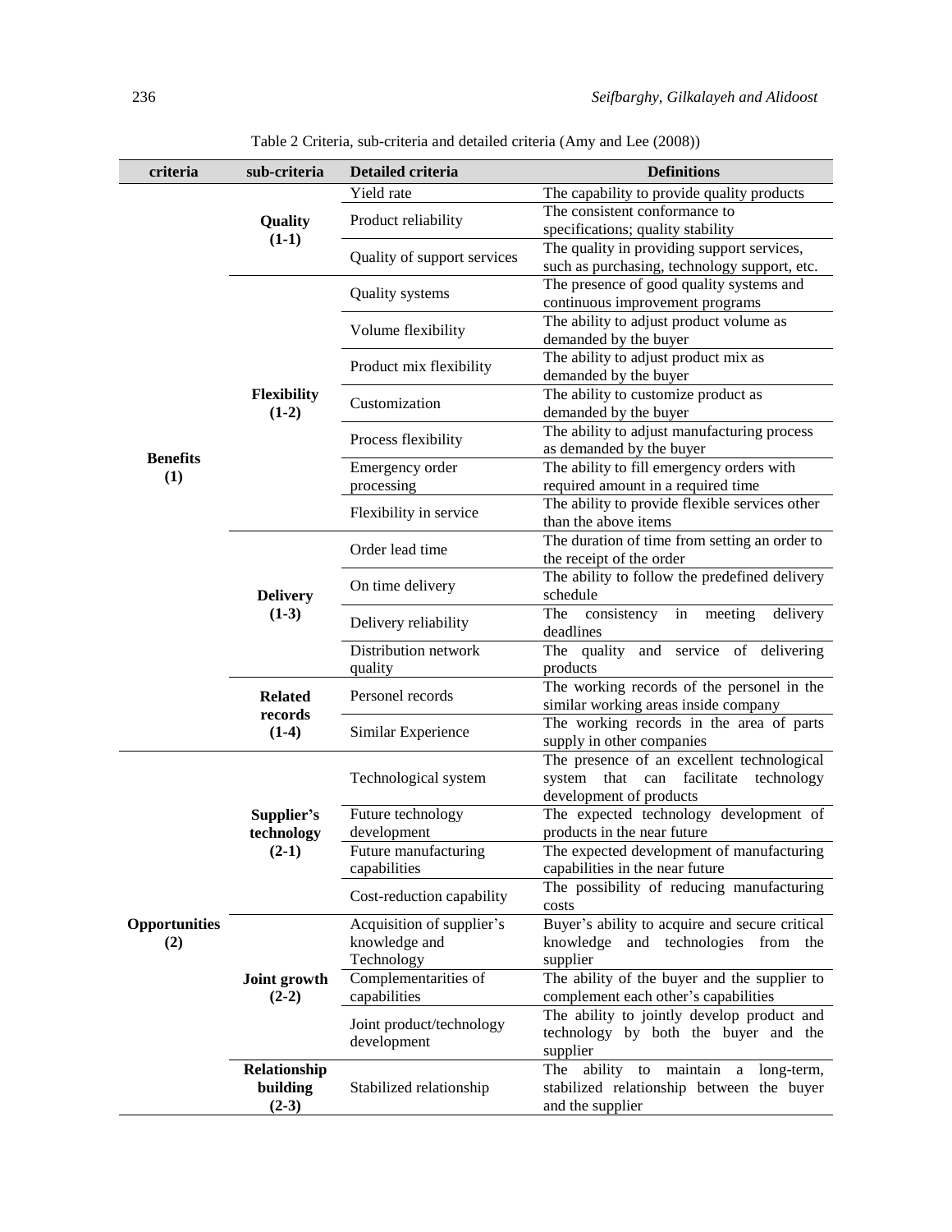Table 2 Criteria, sub-criteria and detailed criteria (Amy and Lee (2008))

| criteria | sub-criteria | Detailed criteria | Definitions |
|---|---|---|---|
| **Benefits (1)** | **Quality (1-1)** | Yield rate | The capability to provide quality products |
| | | Product reliability | The consistent conformance to specifications; quality stability |
| | | Quality of support services | The quality in providing support services, such as purchasing, technology support, etc. |
| | **Flexibility (1-2)** | Quality systems | The presence of good quality systems and continuous improvement programs |
| | | Volume flexibility | The ability to adjust product volume as demanded by the buyer |
| | | Product mix flexibility | The ability to adjust product mix as demanded by the buyer |
| | | Customization | The ability to customize product as demanded by the buyer |
| | | Process flexibility | The ability to adjust manufacturing process as demanded by the buyer |
| | | Emergency order processing | The ability to fill emergency orders with required amount in a required time |
| | | Flexibility in service | The ability to provide flexible services other than the above items |
| | **Delivery (1-3)** | Order lead time | The duration of time from setting an order to the receipt of the order |
| | | On time delivery | The ability to follow the predefined delivery schedule |
| | | Delivery reliability | The consistency in meeting delivery deadlines |
| | | Distribution network quality | The quality and service of delivering products |
| | **Related records (1-4)** | Personel records | The working records of the personel in the similar working areas inside company |
| | | Similar Experience | The working records in the area of parts supply in other companies |
| **Opportunities (2)** | **Supplier's technology (2-1)** | Technological system | The presence of an excellent technological system that can facilitate technology development of products |
| | | Future technology development | The expected technology development of products in the near future |
| | | Future manufacturing capabilities | The expected development of manufacturing capabilities in the near future |
| | | Cost-reduction capability | The possibility of reducing manufacturing costs |
| | **Joint growth (2-2)** | Acquisition of supplier's knowledge and Technology | Buyer's ability to acquire and secure critical knowledge and technologies from the supplier |
| | | Complementarities of capabilities | The ability of the buyer and the supplier to complement each other's capabilities |
| | | Joint product/technology development | The ability to jointly develop product and technology by both the buyer and the supplier |
| | **Relationship building (2-3)** | Stabilized relationship | The ability to maintain a long-term, stabilized relationship between the buyer and the supplier |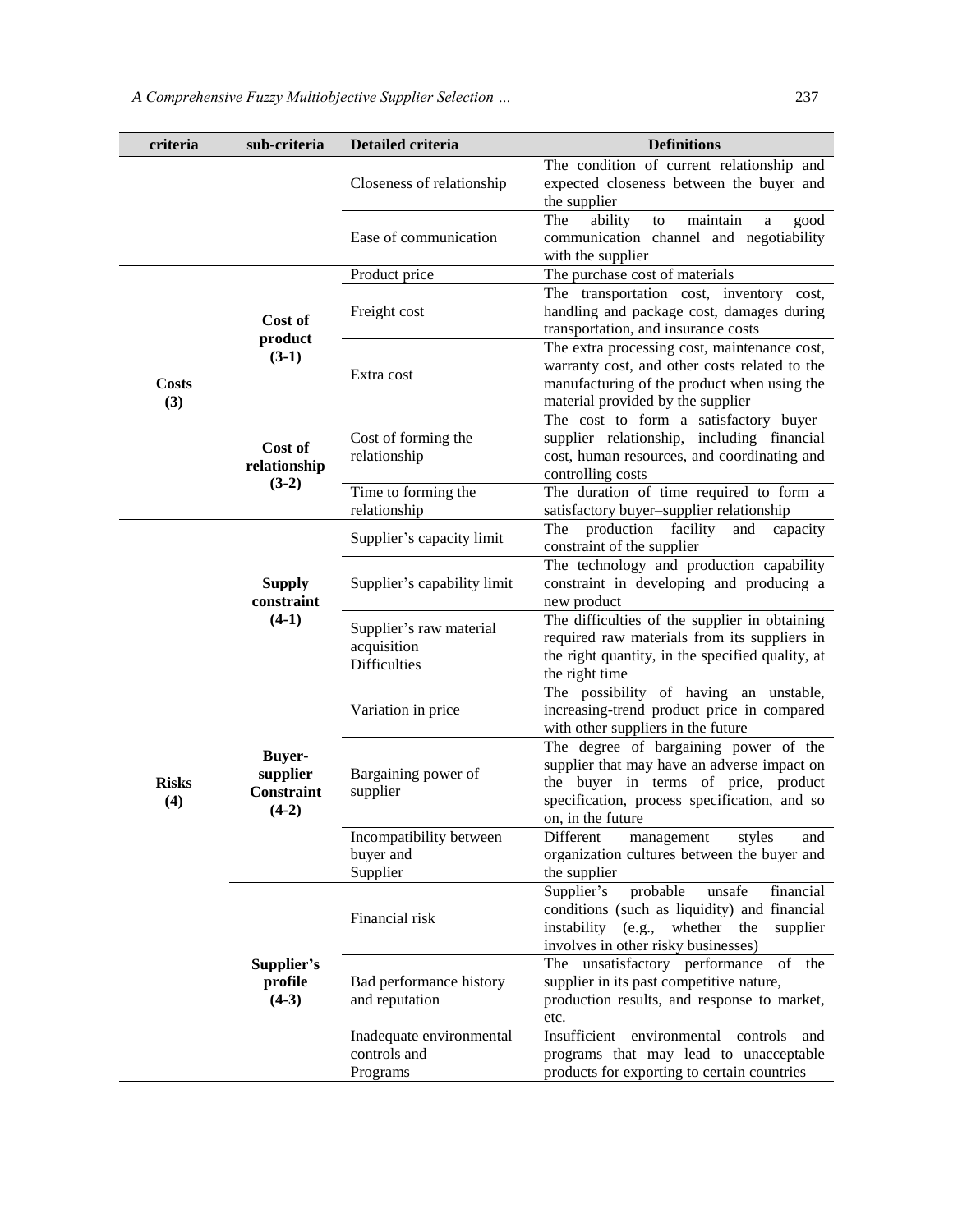| criteria | sub-criteria | Detailed criteria | Definitions |
| --- | --- | --- | --- |
| | | Closeness of relationship | The condition of current relationship and expected closeness between the buyer and the supplier |
| | | Ease of communication | The ability to maintain a good communication channel and negotiability with the supplier |
| **Costs (3)** | **Cost of product (3-1)** | Product price | The purchase cost of materials |
| | | Freight cost | The transportation cost, inventory cost, handling and package cost, damages during transportation, and insurance costs |
| | | Extra cost | The extra processing cost, maintenance cost, warranty cost, and other costs related to the manufacturing of the product when using the material provided by the supplier |
| | **Cost of relationship (3-2)** | Cost of forming the relationship | The cost to form a satisfactory buyer–supplier relationship, including financial cost, human resources, and coordinating and controlling costs |
| | | Time to forming the relationship | The duration of time required to form a satisfactory buyer–supplier relationship |
| **Risks (4)** | **Supply constraint (4-1)** | Supplier's capacity limit | The production facility and capacity constraint of the supplier |
| | | Supplier's capability limit | The technology and production capability constraint in developing and producing a new product |
| | | Supplier's raw material acquisition Difficulties | The difficulties of the supplier in obtaining required raw materials from its suppliers in the right quantity, in the specified quality, at the right time |
| | **Buyer-supplier Constraint (4-2)** | Variation in price | The possibility of having an unstable, increasing-trend product price in compared with other suppliers in the future |
| | | Bargaining power of supplier | The degree of bargaining power of the supplier that may have an adverse impact on the buyer in terms of price, product specification, process specification, and so on, in the future |
| | | Incompatibility between buyer and Supplier | Different management styles and organization cultures between the buyer and the supplier |
| | **Supplier's profile (4-3)** | Financial risk | Supplier's probable unsafe financial conditions (such as liquidity) and financial instability (e.g., whether the supplier involves in other risky businesses) |
| | | Bad performance history and reputation | The unsatisfactory performance of the supplier in its past competitive nature, production results, and response to market, etc. |
| | | Inadequate environmental controls and Programs | Insufficient environmental controls and programs that may lead to unacceptable products for exporting to certain countries |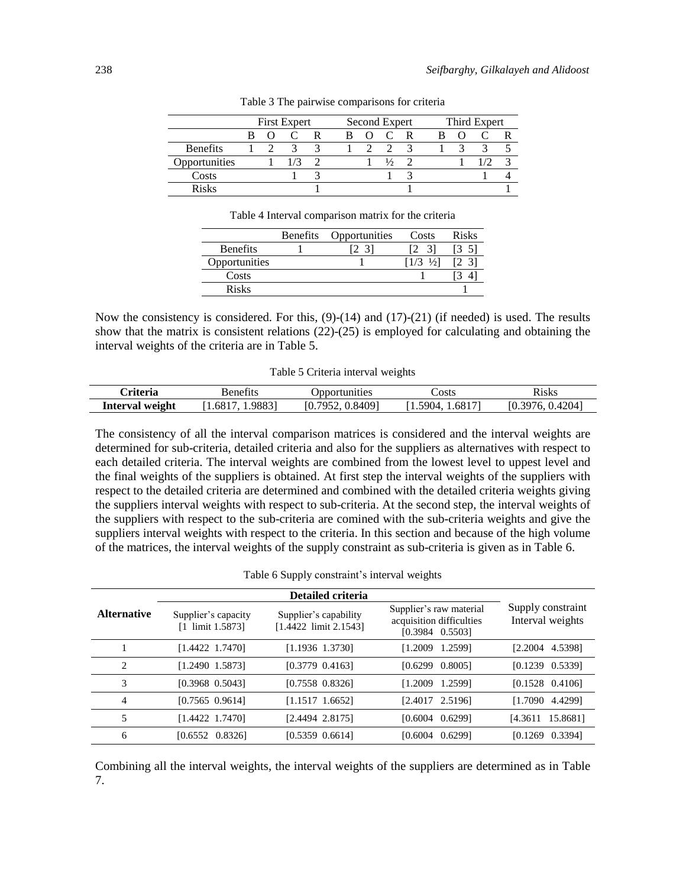Table 3 The pairwise comparisons for criteria

| | First Expert | | | | Second Expert | | | | Third Expert | | | |
|---|---|---|---|---|---|---|---|---|---|---|---|---|
| | B | O | C | R | B | O | C | R | B | O | C | R |
| Benefits | 1 | 2 | 3 | 3 | 1 | 2 | 2 | 3 | 1 | 3 | 3 | 5 |
| Opportunities | | 1 | 1/3 | 2 | | 1 | ½ | 2 | | 1 | 1/2 | 3 |
| Costs | | | 1 | 3 | | | 1 | 3 | | | 1 | 4 |
| Risks | | | | 1 | | | | 1 | | | | 1 |

Table 4 Interval comparison matrix for the criteria

| | Benefits | Opportunities | Costs | Risks |
|---|---|---|---|---|
| Benefits | 1 | [2 3] | [2 3] | [3 5] |
| Opportunities | | 1 | [1/3 ½] | [2 3] |
| Costs | | | 1 | [3 4] |
| Risks | | | | 1 |

Now the consistency is considered. For this, (9)-(14) and (17)-(21) (if needed) is used. The results show that the matrix is consistent relations (22)-(25) is employed for calculating and obtaining the interval weights of the criteria are in Table 5.

Table 5 Criteria interval weights

| **Criteria** | Benefits | Opportunities | Costs | Risks |
|---|---|---|---|---|
| **Interval weight** | [1.6817, 1.9883] | [0.7952, 0.8409] | [1.5904, 1.6817] | [0.3976, 0.4204] |

The consistency of all the interval comparison matrices is considered and the interval weights are determined for sub-criteria, detailed criteria and also for the suppliers as alternatives with respect to each detailed criteria. The interval weights are combined from the lowest level to uppest level and the final weights of the suppliers is obtained. At first step the interval weights of the suppliers with respect to the detailed criteria are determined and combined with the detailed criteria weights giving the suppliers interval weights with respect to sub-criteria. At the second step, the interval weights of the suppliers with respect to the sub-criteria are comined with the sub-criteria weights and give the suppliers interval weights with respect to the criteria. In this section and because of the high volume of the matrices, the interval weights of the supply constraint as sub-criteria is given as in Table 6.

Table 6 Supply constraint's interval weights

| **Alternative** | **Detailed criteria** | | | Supply constraint Interval weights |
|---|---|---|---|---|
| | Supplier's capacity [1 limit 1.5873] | Supplier's capability [1.4422 limit 2.1543] | Supplier's raw material acquisition difficulties [0.3984 0.5503] | |
| 1 | [1.4422 1.7470] | [1.1936 1.3730] | [1.2009 1.2599] | [2.2004 4.5398] |
| 2 | [1.2490 1.5873] | [0.3779 0.4163] | [0.6299 0.8005] | [0.1239 0.5339] |
| 3 | [0.3968 0.5043] | [0.7558 0.8326] | [1.2009 1.2599] | [0.1528 0.4106] |
| 4 | [0.7565 0.9614] | [1.1517 1.6652] | [2.4017 2.5196] | [1.7090 4.4299] |
| 5 | [1.4422 1.7470] | [2.4494 2.8175] | [0.6004 0.6299] | [4.3611 15.8681] |
| 6 | [0.6552 0.8326] | [0.5359 0.6614] | [0.6004 0.6299] | [0.1269 0.3394] |

Combining all the interval weights, the interval weights of the suppliers are determined as in Table 7.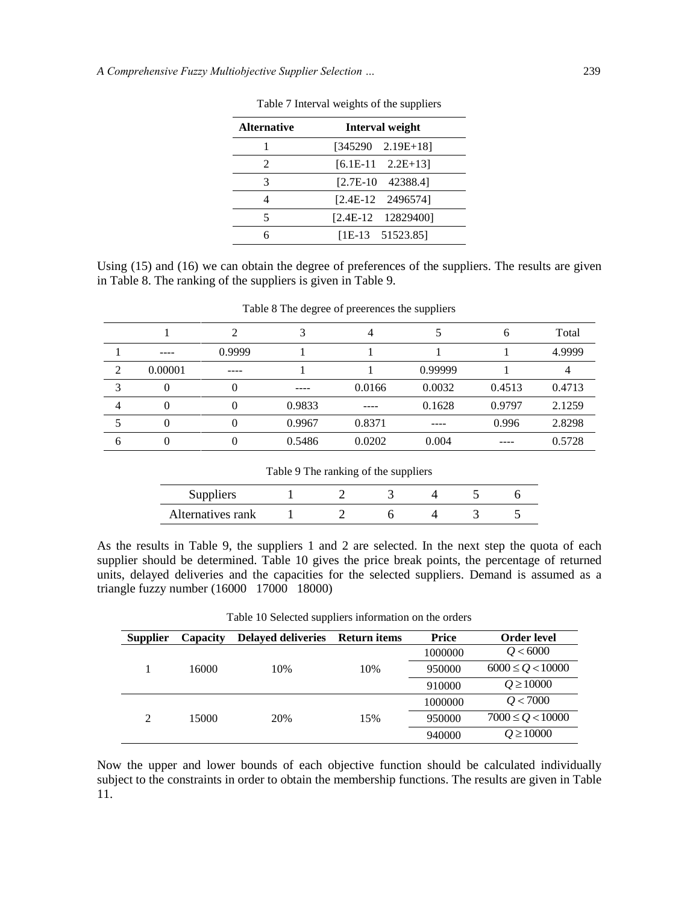Table 7 Interval weights of the suppliers

| Alternative | Interval weight |
|---|---|
| 1 | [345290   2.19E+18] |
| 2 | [6.1E-11   2.2E+13] |
| 3 | [2.7E-10   42388.4] |
| 4 | [2.4E-12   2496574] |
| 5 | [2.4E-12   12829400] |
| 6 | [1E-13   51523.85] |

Using (15) and (16) we can obtain the degree of preferences of the suppliers. The results are given in Table 8. The ranking of the suppliers is given in Table 9.

Table 8 The degree of preerences the suppliers

| | 1 | 2 | 3 | 4 | 5 | 6 | Total |
|---|---|---|---|---|---|---|---|
| 1 | ---- | 0.9999 | 1 | 1 | 1 | 1 | 4.9999 |
| 2 | 0.00001 | ---- | 1 | 1 | 0.99999 | 1 | 4 |
| 3 | 0 | 0 | ---- | 0.0166 | 0.0032 | 0.4513 | 0.4713 |
| 4 | 0 | 0 | 0.9833 | ---- | 0.1628 | 0.9797 | 2.1259 |
| 5 | 0 | 0 | 0.9967 | 0.8371 | ---- | 0.996 | 2.8298 |
| 6 | 0 | 0 | 0.5486 | 0.0202 | 0.004 | ---- | 0.5728 |

Table 9 The ranking of the suppliers

| Suppliers | 1 | 2 | 3 | 4 | 5 | 6 |
|---|---|---|---|---|---|---|
| Alternatives rank | 1 | 2 | 6 | 4 | 3 | 5 |

As the results in Table 9, the suppliers 1 and 2 are selected. In the next step the quota of each supplier should be determined. Table 10 gives the price break points, the percentage of returned units, delayed deliveries and the capacities for the selected suppliers. Demand is assumed as a triangle fuzzy number (16000   17000   18000)

Table 10 Selected suppliers information on the orders

| Supplier | Capacity | Delayed deliveries | Return items | Price | Order level |
|---|---|---|---|---|---|
| 1 | 16000 | 10% | 10% | 1000000 | $Q < 6000$ |
| | | | | 950000 | $6000 \leq Q < 10000$ |
| | | | | 910000 | $Q \geq 10000$ |
| 2 | 15000 | 20% | 15% | 1000000 | $Q < 7000$ |
| | | | | 950000 | $7000 \leq Q < 10000$ |
| | | | | 940000 | $Q \geq 10000$ |

Now the upper and lower bounds of each objective function should be calculated individually subject to the constraints in order to obtain the membership functions. The results are given in Table 11.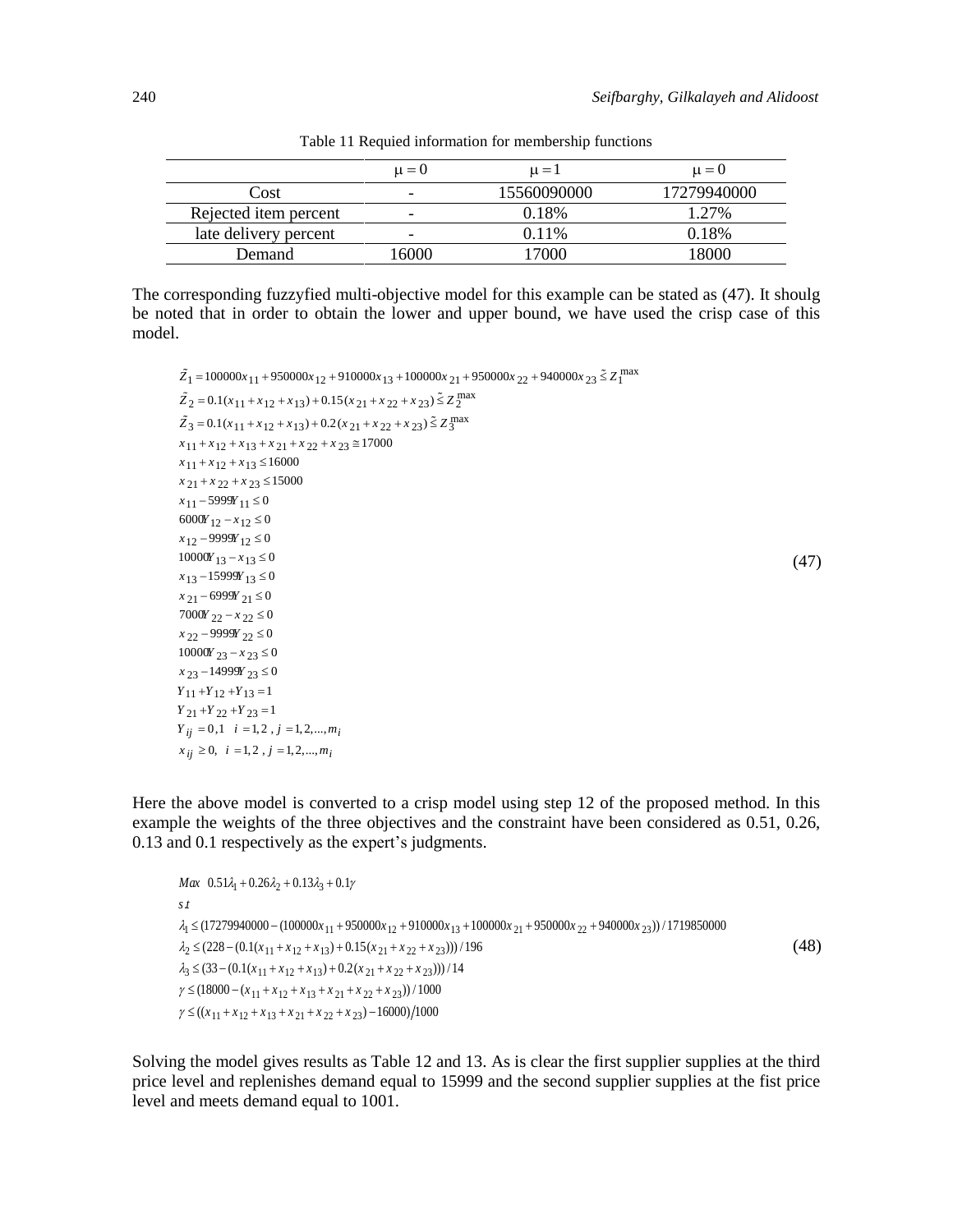Table 11 Requied information for membership functions

| | $\mu = 0$ | $\mu = 1$ | $\mu = 0$ |
|---|---|---|---|
| Cost | - | 15560090000 | 17279940000 |
| Rejected item percent | - | 0.18% | 1.27% |
| late delivery percent | - | 0.11% | 0.18% |
| Demand | 16000 | 17000 | 18000 |

The corresponding fuzzyfied multi-objective model for this example can be stated as (47). It shoulg be noted that in order to obtain the lower and upper bound, we have used the crisp case of this model.

$$
\begin{aligned}
&\tilde{Z}_1 = 100000x_{11} + 950000x_{12} + 910000x_{13} + 100000x_{21} + 950000x_{22} + 940000x_{23} \tilde{\lesssim} Z_1^{\max} \\
&\tilde{Z}_2 = 0.1(x_{11} + x_{12} + x_{13}) + 0.15(x_{21} + x_{22} + x_{23}) \tilde{\lesssim} Z_2^{\max} \\
&\tilde{Z}_3 = 0.1(x_{11} + x_{12} + x_{13}) + 0.2(x_{21} + x_{22} + x_{23}) \tilde{\lesssim} Z_3^{\max} \\
&x_{11} + x_{12} + x_{13} + x_{21} + x_{22} + x_{23} \cong 17000 \\
&x_{11} + x_{12} + x_{13} \le 16000 \\
&x_{21} + x_{22} + x_{23} \le 15000 \\
&x_{11} - 5999Y_{11} \le 0 \\
&6000Y_{12} - x_{12} \le 0 \\
&x_{12} - 9999Y_{12} \le 0 \\
&10000Y_{13} - x_{13} \le 0 \\
&x_{13} - 15999Y_{13} \le 0 \\
&x_{21} - 6999Y_{21} \le 0 \\
&7000Y_{22} - x_{22} \le 0 \\
&x_{22} - 9999Y_{22} \le 0 \\
&10000Y_{23} - x_{23} \le 0 \\
&x_{23} - 14999Y_{23} \le 0 \\
&Y_{11} + Y_{12} + Y_{13} = 1 \\
&Y_{21} + Y_{22} + Y_{23} = 1 \\
&Y_{ij} = 0,1 \quad i = 1,2 \;,\; j = 1,2,\ldots,m_i \\
&x_{ij} \ge 0, \quad i = 1,2 \;,\; j = 1,2,\ldots,m_i
\end{aligned}
\tag{47}
$$

Here the above model is converted to a crisp model using step 12 of the proposed method. In this example the weights of the three objectives and the constraint have been considered as 0.51, 0.26, 0.13 and 0.1 respectively as the expert's judgments.

$$
\begin{aligned}
&Max \;\; 0.51\lambda_1 + 0.26\lambda_2 + 0.13\lambda_3 + 0.1\gamma \\
&s.t \\
&\lambda_1 \le (17279940000 - (100000x_{11} + 950000x_{12} + 910000x_{13} + 100000x_{21} + 950000x_{22} + 940000x_{23}))/1719850000 \\
&\lambda_2 \le (228 - (0.1(x_{11} + x_{12} + x_{13}) + 0.15(x_{21} + x_{22} + x_{23})))/196 \\
&\lambda_3 \le (33 - (0.1(x_{11} + x_{12} + x_{13}) + 0.2(x_{21} + x_{22} + x_{23})))/14 \\
&\gamma \le (18000 - (x_{11} + x_{12} + x_{13} + x_{21} + x_{22} + x_{23}))/1000 \\
&\gamma \le ((x_{11} + x_{12} + x_{13} + x_{21} + x_{22} + x_{23}) - 16000)/1000
\end{aligned}
\tag{48}
$$

Solving the model gives results as Table 12 and 13. As is clear the first supplier supplies at the third price level and replenishes demand equal to 15999 and the second supplier supplies at the fist price level and meets demand equal to 1001.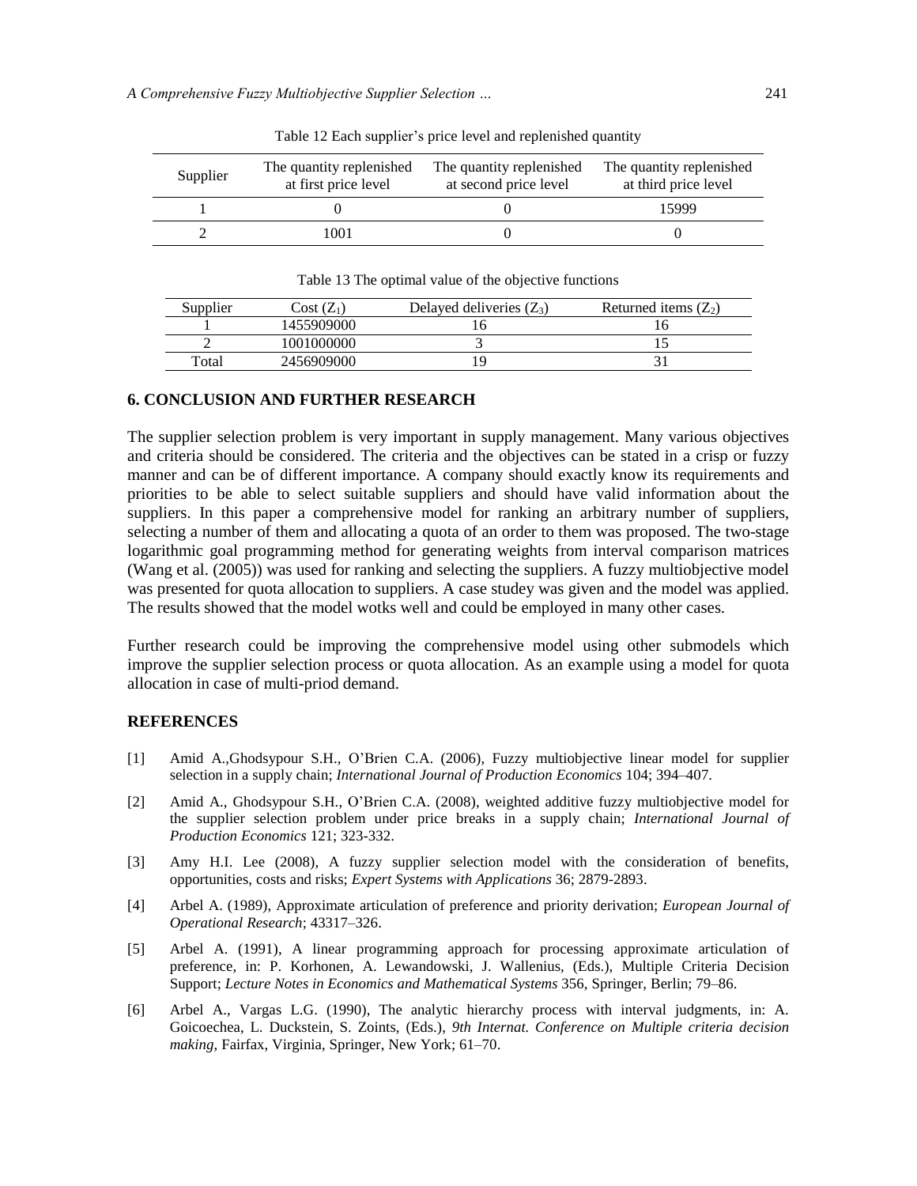Table 12 Each supplier's price level and replenished quantity

| Supplier | The quantity replenished at first price level | The quantity replenished at second price level | The quantity replenished at third price level |
|---|---|---|---|
| 1 | 0 | 0 | 15999 |
| 2 | 1001 | 0 | 0 |

Table 13 The optimal value of the objective functions

| Supplier | Cost ($Z_1$) | Delayed deliveries ($Z_3$) | Returned items ($Z_2$) |
|---|---|---|---|
| 1 | 1455909000 | 16 | 16 |
| 2 | 1001000000 | 3 | 15 |
| Total | 2456909000 | 19 | 31 |

## 6. CONCLUSION AND FURTHER RESEARCH

The supplier selection problem is very important in supply management. Many various objectives and criteria should be considered. The criteria and the objectives can be stated in a crisp or fuzzy manner and can be of different importance. A company should exactly know its requirements and priorities to be able to select suitable suppliers and should have valid information about the suppliers. In this paper a comprehensive model for ranking an arbitrary number of suppliers, selecting a number of them and allocating a quota of an order to them was proposed. The two-stage logarithmic goal programming method for generating weights from interval comparison matrices (Wang et al. (2005)) was used for ranking and selecting the suppliers. A fuzzy multiobjective model was presented for quota allocation to suppliers. A case studey was given and the model was applied. The results showed that the model wotks well and could be employed in many other cases.

Further research could be improving the comprehensive model using other submodels which improve the supplier selection process or quota allocation. As an example using a model for quota allocation in case of multi-priod demand.

## REFERENCES

[1] Amid A.,Ghodsypour S.H., O'Brien C.A. (2006), Fuzzy multiobjective linear model for supplier selection in a supply chain; *International Journal of Production Economics* 104; 394–407.

[2] Amid A., Ghodsypour S.H., O'Brien C.A. (2008), weighted additive fuzzy multiobjective model for the supplier selection problem under price breaks in a supply chain; *International Journal of Production Economics* 121; 323-332.

[3] Amy H.I. Lee (2008), A fuzzy supplier selection model with the consideration of benefits, opportunities, costs and risks; *Expert Systems with Applications* 36; 2879-2893.

[4] Arbel A. (1989), Approximate articulation of preference and priority derivation; *European Journal of Operational Research*; 43317–326.

[5] Arbel A. (1991), A linear programming approach for processing approximate articulation of preference, in: P. Korhonen, A. Lewandowski, J. Wallenius, (Eds.), Multiple Criteria Decision Support; *Lecture Notes in Economics and Mathematical Systems* 356, Springer, Berlin; 79–86.

[6] Arbel A., Vargas L.G. (1990), The analytic hierarchy process with interval judgments, in: A. Goicoechea, L. Duckstein, S. Zoints, (Eds.), *9th Internat. Conference on Multiple criteria decision making*, Fairfax, Virginia, Springer, New York; 61–70.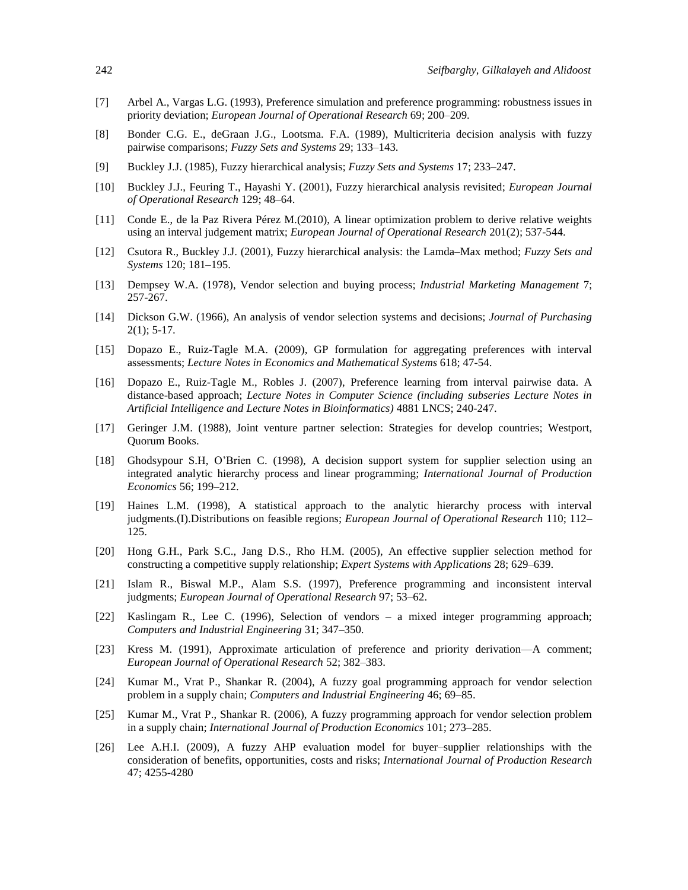[7] Arbel A., Vargas L.G. (1993), Preference simulation and preference programming: robustness issues in priority deviation; *European Journal of Operational Research* 69; 200–209.

[8] Bonder C.G. E., deGraan J.G., Lootsma. F.A. (1989), Multicriteria decision analysis with fuzzy pairwise comparisons; *Fuzzy Sets and Systems* 29; 133–143.

[9] Buckley J.J. (1985), Fuzzy hierarchical analysis; *Fuzzy Sets and Systems* 17; 233–247.

[10] Buckley J.J., Feuring T., Hayashi Y. (2001), Fuzzy hierarchical analysis revisited; *European Journal of Operational Research* 129; 48–64.

[11] Conde E., de la Paz Rivera Pérez M.(2010), A linear optimization problem to derive relative weights using an interval judgement matrix; *European Journal of Operational Research* 201(2); 537-544.

[12] Csutora R., Buckley J.J. (2001), Fuzzy hierarchical analysis: the Lamda–Max method; *Fuzzy Sets and Systems* 120; 181–195.

[13] Dempsey W.A. (1978), Vendor selection and buying process; *Industrial Marketing Management* 7; 257-267.

[14] Dickson G.W. (1966), An analysis of vendor selection systems and decisions; *Journal of Purchasing* 2(1); 5-17.

[15] Dopazo E., Ruiz-Tagle M.A. (2009), GP formulation for aggregating preferences with interval assessments; *Lecture Notes in Economics and Mathematical Systems* 618; 47-54.

[16] Dopazo E., Ruiz-Tagle M., Robles J. (2007), Preference learning from interval pairwise data. A distance-based approach; *Lecture Notes in Computer Science (including subseries Lecture Notes in Artificial Intelligence and Lecture Notes in Bioinformatics)* 4881 LNCS; 240-247.

[17] Geringer J.M. (1988), Joint venture partner selection: Strategies for develop countries; Westport, Quorum Books.

[18] Ghodsypour S.H, O'Brien C. (1998), A decision support system for supplier selection using an integrated analytic hierarchy process and linear programming; *International Journal of Production Economics* 56; 199–212.

[19] Haines L.M. (1998), A statistical approach to the analytic hierarchy process with interval judgments.(I).Distributions on feasible regions; *European Journal of Operational Research* 110; 112–125.

[20] Hong G.H., Park S.C., Jang D.S., Rho H.M. (2005), An effective supplier selection method for constructing a competitive supply relationship; *Expert Systems with Applications* 28; 629–639.

[21] Islam R., Biswal M.P., Alam S.S. (1997), Preference programming and inconsistent interval judgments; *European Journal of Operational Research* 97; 53–62.

[22] Kaslingam R., Lee C. (1996), Selection of vendors – a mixed integer programming approach; *Computers and Industrial Engineering* 31; 347–350.

[23] Kress M. (1991), Approximate articulation of preference and priority derivation—A comment; *European Journal of Operational Research* 52; 382–383.

[24] Kumar M., Vrat P., Shankar R. (2004), A fuzzy goal programming approach for vendor selection problem in a supply chain; *Computers and Industrial Engineering* 46; 69–85.

[25] Kumar M., Vrat P., Shankar R. (2006), A fuzzy programming approach for vendor selection problem in a supply chain; *International Journal of Production Economics* 101; 273–285.

[26] Lee A.H.I. (2009), A fuzzy AHP evaluation model for buyer–supplier relationships with the consideration of benefits, opportunities, costs and risks; *International Journal of Production Research* 47; 4255-4280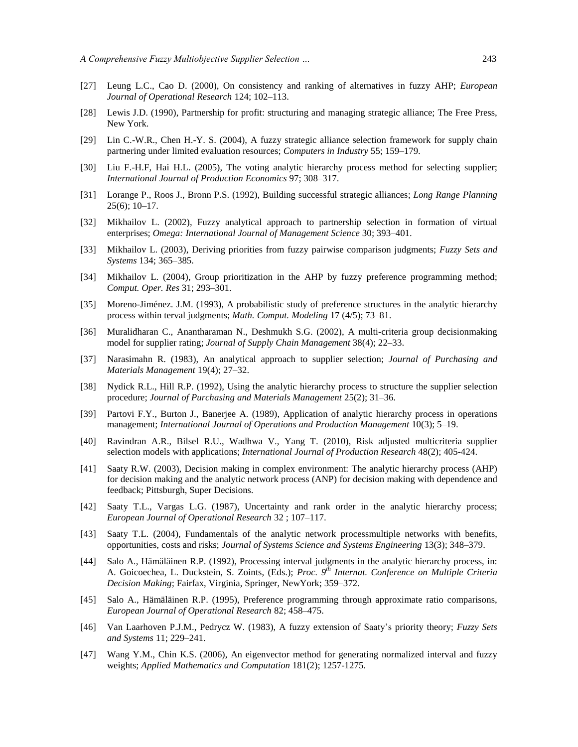[27] Leung L.C., Cao D. (2000), On consistency and ranking of alternatives in fuzzy AHP; *European Journal of Operational Research* 124; 102–113.

[28] Lewis J.D. (1990), Partnership for profit: structuring and managing strategic alliance; The Free Press, New York.

[29] Lin C.-W.R., Chen H.-Y. S. (2004), A fuzzy strategic alliance selection framework for supply chain partnering under limited evaluation resources; *Computers in Industry* 55; 159–179.

[30] Liu F.-H.F, Hai H.L. (2005), The voting analytic hierarchy process method for selecting supplier; *International Journal of Production Economics* 97; 308–317.

[31] Lorange P., Roos J., Bronn P.S. (1992), Building successful strategic alliances; *Long Range Planning* 25(6); 10–17.

[32] Mikhailov L. (2002), Fuzzy analytical approach to partnership selection in formation of virtual enterprises; *Omega: International Journal of Management Science* 30; 393–401.

[33] Mikhailov L. (2003), Deriving priorities from fuzzy pairwise comparison judgments; *Fuzzy Sets and Systems* 134; 365–385.

[34] Mikhailov L. (2004), Group prioritization in the AHP by fuzzy preference programming method; *Comput. Oper. Res* 31; 293–301.

[35] Moreno-Jiménez. J.M. (1993), A probabilistic study of preference structures in the analytic hierarchy process within terval judgments; *Math. Comput. Modeling* 17 (4/5); 73–81.

[36] Muralidharan C., Anantharaman N., Deshmukh S.G. (2002), A multi-criteria group decisionmaking model for supplier rating; *Journal of Supply Chain Management* 38(4); 22–33.

[37] Narasimahn R. (1983), An analytical approach to supplier selection; *Journal of Purchasing and Materials Management* 19(4); 27–32.

[38] Nydick R.L., Hill R.P. (1992), Using the analytic hierarchy process to structure the supplier selection procedure; *Journal of Purchasing and Materials Management* 25(2); 31–36.

[39] Partovi F.Y., Burton J., Banerjee A. (1989), Application of analytic hierarchy process in operations management; *International Journal of Operations and Production Management* 10(3); 5–19.

[40] Ravindran A.R., Bilsel R.U., Wadhwa V., Yang T. (2010), Risk adjusted multicriteria supplier selection models with applications; *International Journal of Production Research* 48(2); 405-424.

[41] Saaty R.W. (2003), Decision making in complex environment: The analytic hierarchy process (AHP) for decision making and the analytic network process (ANP) for decision making with dependence and feedback; Pittsburgh, Super Decisions.

[42] Saaty T.L., Vargas L.G. (1987), Uncertainty and rank order in the analytic hierarchy process; *European Journal of Operational Research* 32 ; 107–117.

[43] Saaty T.L. (2004), Fundamentals of the analytic network processmultiple networks with benefits, opportunities, costs and risks; *Journal of Systems Science and Systems Engineering* 13(3); 348–379.

[44] Salo A., Hämäläinen R.P. (1992), Processing interval judgments in the analytic hierarchy process, in: A. Goicoechea, L. Duckstein, S. Zoints, (Eds.); *Proc. 9th Internat. Conference on Multiple Criteria Decision Making*; Fairfax, Virginia, Springer, NewYork; 359–372.

[45] Salo A., Hämäläinen R.P. (1995), Preference programming through approximate ratio comparisons, *European Journal of Operational Research* 82; 458–475.

[46] Van Laarhoven P.J.M., Pedrycz W. (1983), A fuzzy extension of Saaty's priority theory; *Fuzzy Sets and Systems* 11; 229–241.

[47] Wang Y.M., Chin K.S. (2006), An eigenvector method for generating normalized interval and fuzzy weights; *Applied Mathematics and Computation* 181(2); 1257-1275.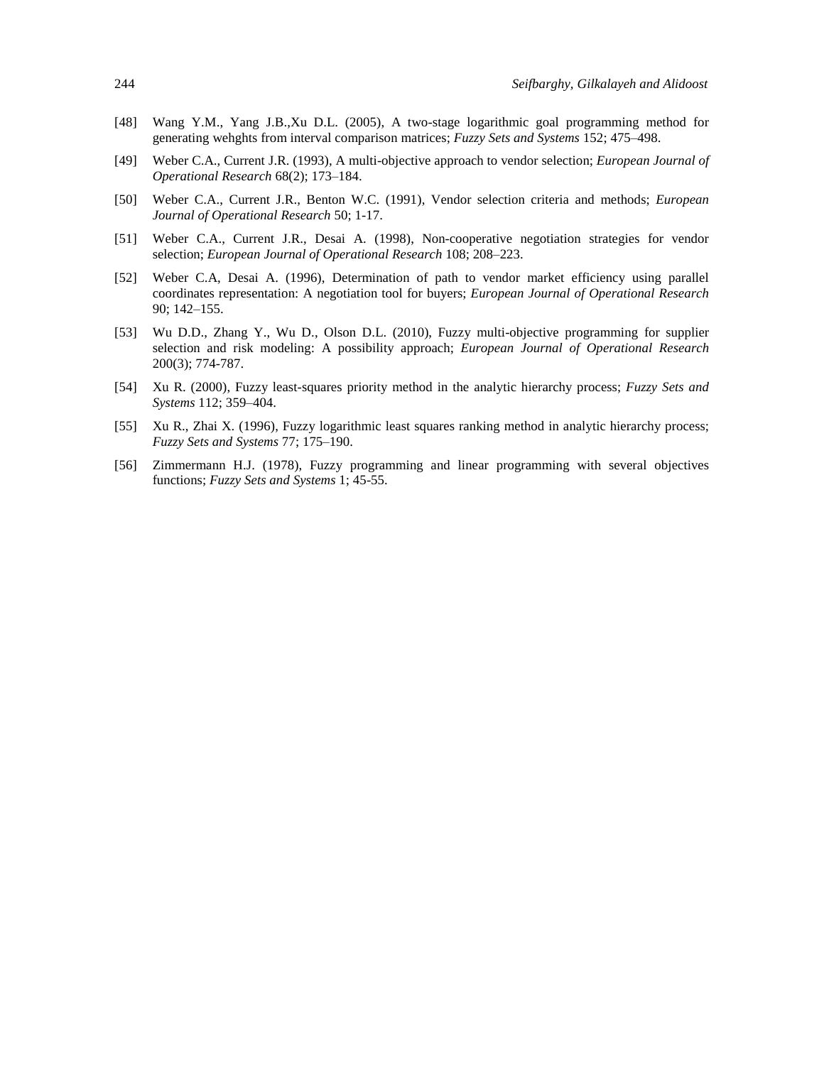[48] Wang Y.M., Yang J.B.,Xu D.L. (2005), A two-stage logarithmic goal programming method for generating wehghts from interval comparison matrices; *Fuzzy Sets and Systems* 152; 475–498.

[49] Weber C.A., Current J.R. (1993), A multi-objective approach to vendor selection; *European Journal of Operational Research* 68(2); 173–184.

[50] Weber C.A., Current J.R., Benton W.C. (1991), Vendor selection criteria and methods; *European Journal of Operational Research* 50; 1-17.

[51] Weber C.A., Current J.R., Desai A. (1998), Non-cooperative negotiation strategies for vendor selection; *European Journal of Operational Research* 108; 208–223.

[52] Weber C.A, Desai A. (1996), Determination of path to vendor market efficiency using parallel coordinates representation: A negotiation tool for buyers; *European Journal of Operational Research* 90; 142–155.

[53] Wu D.D., Zhang Y., Wu D., Olson D.L. (2010), Fuzzy multi-objective programming for supplier selection and risk modeling: A possibility approach; *European Journal of Operational Research* 200(3); 774-787.

[54] Xu R. (2000), Fuzzy least-squares priority method in the analytic hierarchy process; *Fuzzy Sets and Systems* 112; 359–404.

[55] Xu R., Zhai X. (1996), Fuzzy logarithmic least squares ranking method in analytic hierarchy process; *Fuzzy Sets and Systems* 77; 175–190.

[56] Zimmermann H.J. (1978), Fuzzy programming and linear programming with several objectives functions; *Fuzzy Sets and Systems* 1; 45-55.